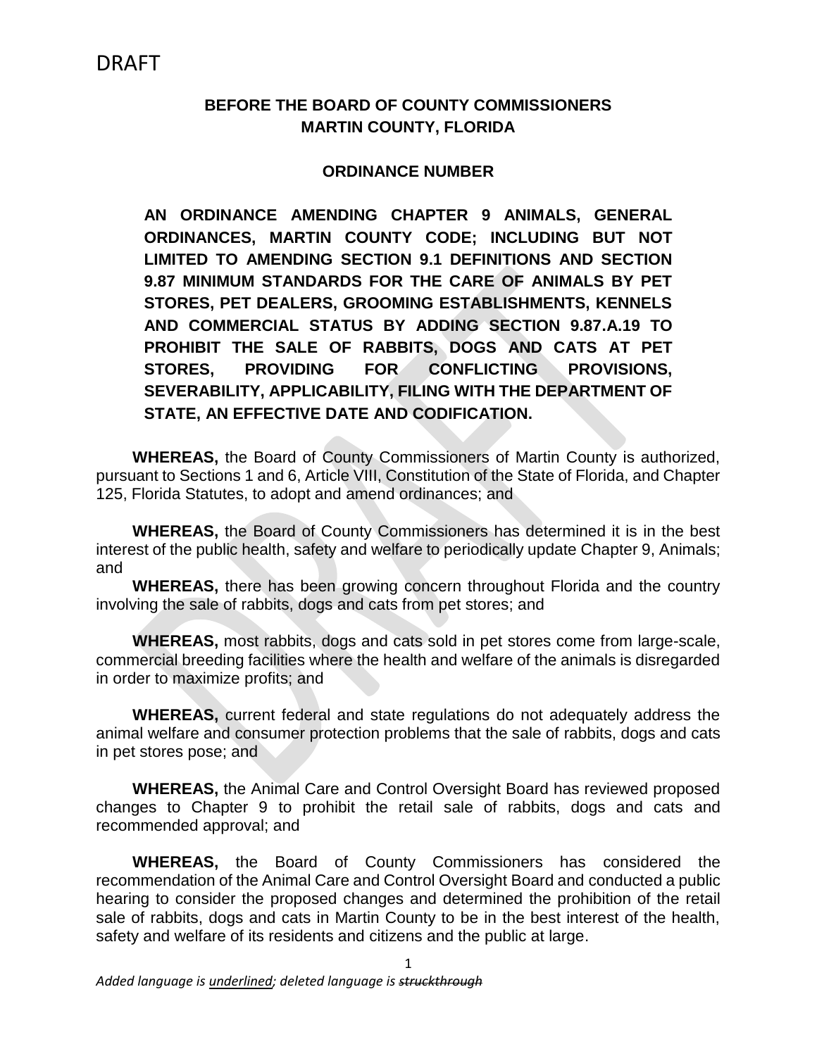DRAFT

**BEFORE THE BOARD OF COUNTY COMMISSIONERS**
**MARTIN COUNTY, FLORIDA**

**ORDINANCE NUMBER**

**AN ORDINANCE AMENDING CHAPTER 9 ANIMALS, GENERAL ORDINANCES, MARTIN COUNTY CODE; INCLUDING BUT NOT LIMITED TO AMENDING SECTION 9.1 DEFINITIONS AND SECTION 9.87 MINIMUM STANDARDS FOR THE CARE OF ANIMALS BY PET STORES, PET DEALERS, GROOMING ESTABLISHMENTS, KENNELS AND COMMERCIAL STATUS BY ADDING SECTION 9.87.A.19 TO PROHIBIT THE SALE OF RABBITS, DOGS AND CATS AT PET STORES, PROVIDING FOR CONFLICTING PROVISIONS, SEVERABILITY, APPLICABILITY, FILING WITH THE DEPARTMENT OF STATE, AN EFFECTIVE DATE AND CODIFICATION.**

**WHEREAS,** the Board of County Commissioners of Martin County is authorized, pursuant to Sections 1 and 6, Article VIII, Constitution of the State of Florida, and Chapter 125, Florida Statutes, to adopt and amend ordinances; and

**WHEREAS,** the Board of County Commissioners has determined it is in the best interest of the public health, safety and welfare to periodically update Chapter 9, Animals; and

**WHEREAS,** there has been growing concern throughout Florida and the country involving the sale of rabbits, dogs and cats from pet stores; and

**WHEREAS,** most rabbits, dogs and cats sold in pet stores come from large-scale, commercial breeding facilities where the health and welfare of the animals is disregarded in order to maximize profits; and

**WHEREAS,** current federal and state regulations do not adequately address the animal welfare and consumer protection problems that the sale of rabbits, dogs and cats in pet stores pose; and

**WHEREAS,** the Animal Care and Control Oversight Board has reviewed proposed changes to Chapter 9 to prohibit the retail sale of rabbits, dogs and cats and recommended approval; and

**WHEREAS,** the Board of County Commissioners has considered the recommendation of the Animal Care and Control Oversight Board and conducted a public hearing to consider the proposed changes and determined the prohibition of the retail sale of rabbits, dogs and cats in Martin County to be in the best interest of the health, safety and welfare of its residents and citizens and the public at large.

*Added language is underlined; deleted language is ~~struckthrough~~*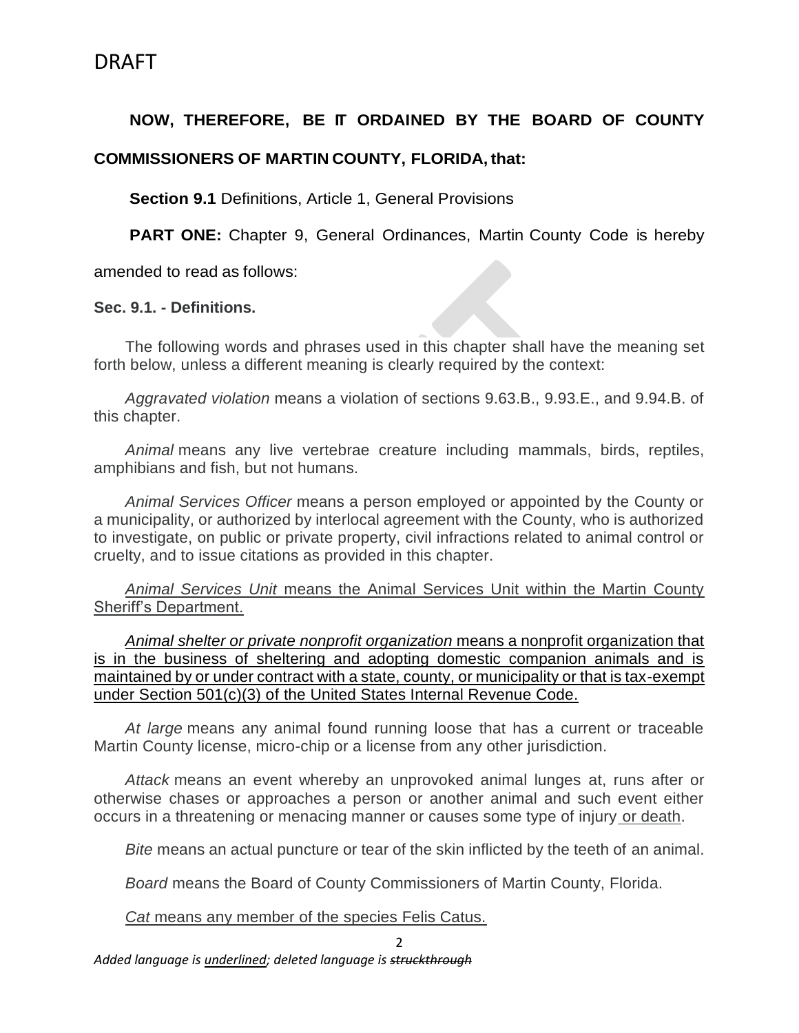DRAFT

**NOW, THEREFORE, BE IT ORDAINED BY THE BOARD OF COUNTY COMMISSIONERS OF MARTIN COUNTY, FLORIDA, that:**

**Section 9.1** Definitions, Article 1, General Provisions

**PART ONE:** Chapter 9, General Ordinances, Martin County Code is hereby amended to read as follows:

**Sec. 9.1. - Definitions.**

The following words and phrases used in this chapter shall have the meaning set forth below, unless a different meaning is clearly required by the context:

*Aggravated violation* means a violation of sections 9.63.B., 9.93.E., and 9.94.B. of this chapter.

*Animal* means any live vertebrae creature including mammals, birds, reptiles, amphibians and fish, but not humans.

*Animal Services Officer* means a person employed or appointed by the County or a municipality, or authorized by interlocal agreement with the County, who is authorized to investigate, on public or private property, civil infractions related to animal control or cruelty, and to issue citations as provided in this chapter.

<u>*Animal Services Unit* means the Animal Services Unit within the Martin County Sheriff's Department.</u>

<u>*Animal shelter or private nonprofit organization* means a nonprofit organization that is in the business of sheltering and adopting domestic companion animals and is maintained by or under contract with a state, county, or municipality or that is tax-exempt under Section 501(c)(3) of the United States Internal Revenue Code.</u>

*At large* means any animal found running loose that has a current or traceable Martin County license, micro-chip or a license from any other jurisdiction.

*Attack* means an event whereby an unprovoked animal lunges at, runs after or otherwise chases or approaches a person or another animal and such event either occurs in a threatening or menacing manner or causes some type of injury <u>or death</u>.

*Bite* means an actual puncture or tear of the skin inflicted by the teeth of an animal.

*Board* means the Board of County Commissioners of Martin County, Florida.

<u>*Cat* means any member of the species Felis Catus.</u>

*Added language is <u>underlined</u>; deleted language is ~~struckthrough~~*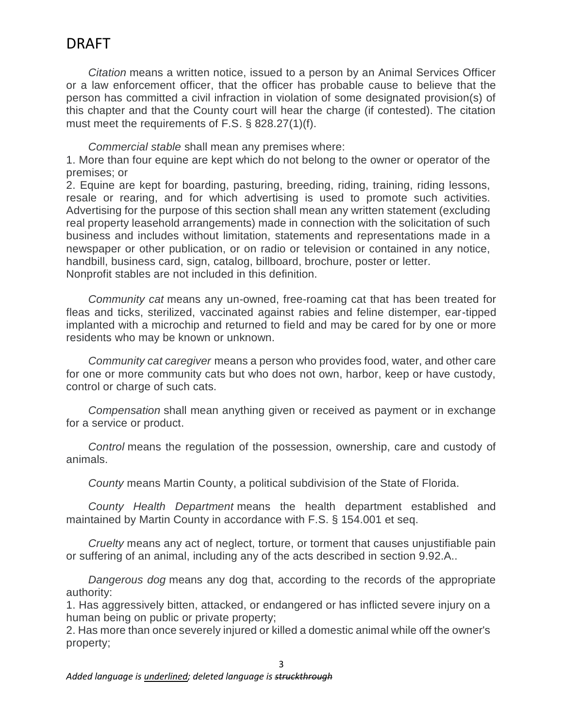DRAFT

*Citation* means a written notice, issued to a person by an Animal Services Officer or a law enforcement officer, that the officer has probable cause to believe that the person has committed a civil infraction in violation of some designated provision(s) of this chapter and that the County court will hear the charge (if contested). The citation must meet the requirements of F.S. § 828.27(1)(f).

*Commercial stable* shall mean any premises where:
1. More than four equine are kept which do not belong to the owner or operator of the premises; or
2. Equine are kept for boarding, pasturing, breeding, riding, training, riding lessons, resale or rearing, and for which advertising is used to promote such activities. Advertising for the purpose of this section shall mean any written statement (excluding real property leasehold arrangements) made in connection with the solicitation of such business and includes without limitation, statements and representations made in a newspaper or other publication, or on radio or television or contained in any notice, handbill, business card, sign, catalog, billboard, brochure, poster or letter.
Nonprofit stables are not included in this definition.

*Community cat* means any un-owned, free-roaming cat that has been treated for fleas and ticks, sterilized, vaccinated against rabies and feline distemper, ear-tipped implanted with a microchip and returned to field and may be cared for by one or more residents who may be known or unknown.

*Community cat caregiver* means a person who provides food, water, and other care for one or more community cats but who does not own, harbor, keep or have custody, control or charge of such cats.

*Compensation* shall mean anything given or received as payment or in exchange for a service or product.

*Control* means the regulation of the possession, ownership, care and custody of animals.

*County* means Martin County, a political subdivision of the State of Florida.

*County Health Department* means the health department established and maintained by Martin County in accordance with F.S. § 154.001 et seq.

*Cruelty* means any act of neglect, torture, or torment that causes unjustifiable pain or suffering of an animal, including any of the acts described in section 9.92.A..

*Dangerous dog* means any dog that, according to the records of the appropriate authority:
1. Has aggressively bitten, attacked, or endangered or has inflicted severe injury on a human being on public or private property;
2. Has more than once severely injured or killed a domestic animal while off the owner's property;

*Added language is underlined; deleted language is ~~struckthrough~~*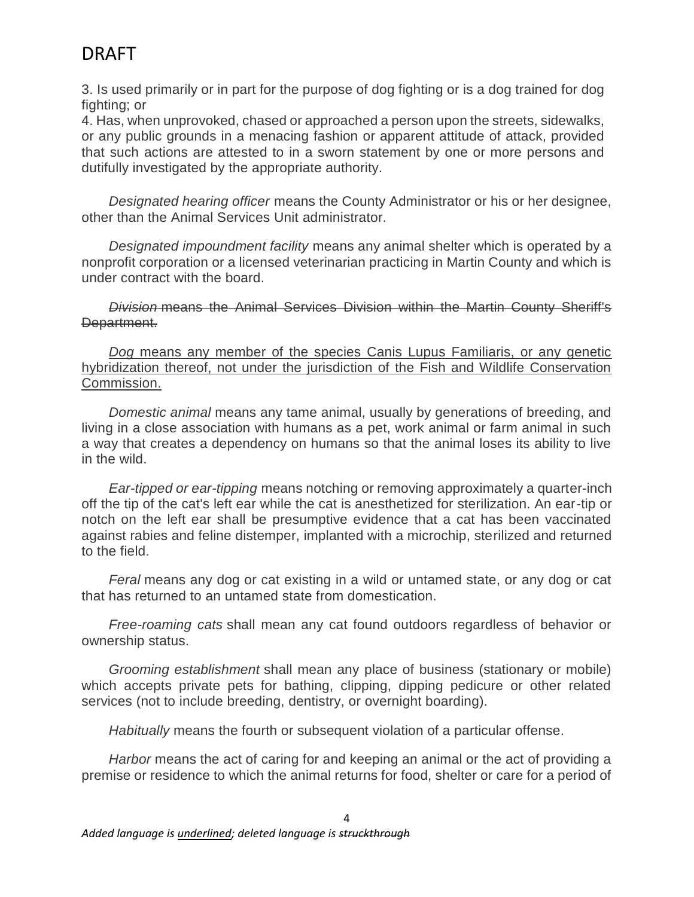DRAFT

3. Is used primarily or in part for the purpose of dog fighting or is a dog trained for dog fighting; or

4. Has, when unprovoked, chased or approached a person upon the streets, sidewalks, or any public grounds in a menacing fashion or apparent attitude of attack, provided that such actions are attested to in a sworn statement by one or more persons and dutifully investigated by the appropriate authority.

*Designated hearing officer* means the County Administrator or his or her designee, other than the Animal Services Unit administrator.

*Designated impoundment facility* means any animal shelter which is operated by a nonprofit corporation or a licensed veterinarian practicing in Martin County and which is under contract with the board.

~~*Division* means the Animal Services Division within the Martin County Sheriff's Department.~~

<u>*Dog* means any member of the species Canis Lupus Familiaris, or any genetic hybridization thereof, not under the jurisdiction of the Fish and Wildlife Conservation Commission.</u>

*Domestic animal* means any tame animal, usually by generations of breeding, and living in a close association with humans as a pet, work animal or farm animal in such a way that creates a dependency on humans so that the animal loses its ability to live in the wild.

*Ear-tipped or ear-tipping* means notching or removing approximately a quarter-inch off the tip of the cat's left ear while the cat is anesthetized for sterilization. An ear-tip or notch on the left ear shall be presumptive evidence that a cat has been vaccinated against rabies and feline distemper, implanted with a microchip, sterilized and returned to the field.

*Feral* means any dog or cat existing in a wild or untamed state, or any dog or cat that has returned to an untamed state from domestication.

*Free-roaming cats* shall mean any cat found outdoors regardless of behavior or ownership status.

*Grooming establishment* shall mean any place of business (stationary or mobile) which accepts private pets for bathing, clipping, dipping pedicure or other related services (not to include breeding, dentistry, or overnight boarding).

*Habitually* means the fourth or subsequent violation of a particular offense.

*Harbor* means the act of caring for and keeping an animal or the act of providing a premise or residence to which the animal returns for food, shelter or care for a period of

*Added language is <u>underlined</u>; deleted language is ~~struckthrough~~*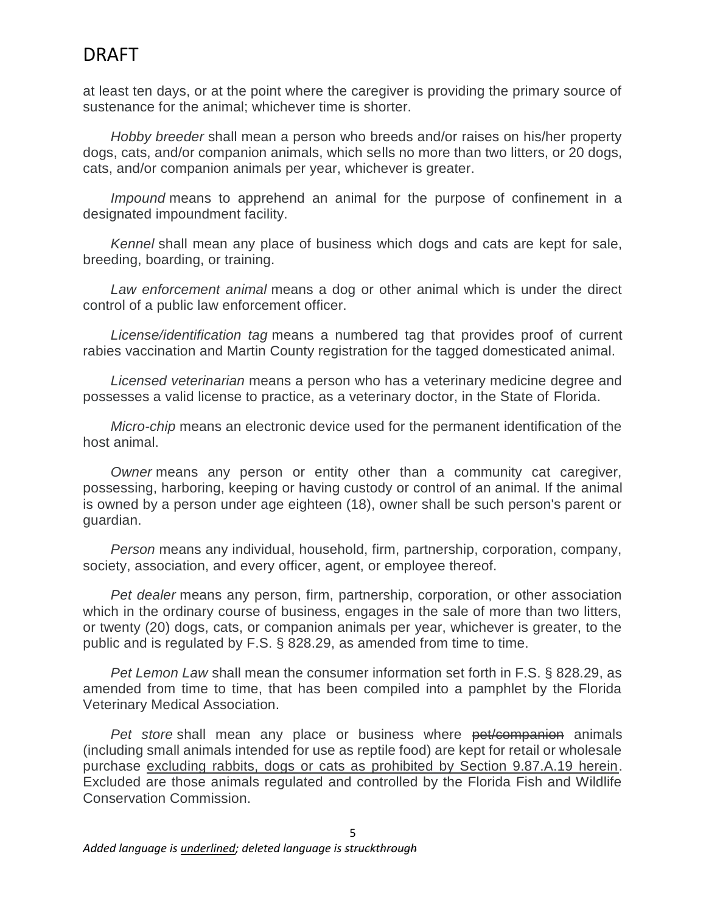at least ten days, or at the point where the caregiver is providing the primary source of sustenance for the animal; whichever time is shorter.

*Hobby breeder* shall mean a person who breeds and/or raises on his/her property dogs, cats, and/or companion animals, which sells no more than two litters, or 20 dogs, cats, and/or companion animals per year, whichever is greater.

*Impound* means to apprehend an animal for the purpose of confinement in a designated impoundment facility.

*Kennel* shall mean any place of business which dogs and cats are kept for sale, breeding, boarding, or training.

*Law enforcement animal* means a dog or other animal which is under the direct control of a public law enforcement officer.

*License/identification tag* means a numbered tag that provides proof of current rabies vaccination and Martin County registration for the tagged domesticated animal.

*Licensed veterinarian* means a person who has a veterinary medicine degree and possesses a valid license to practice, as a veterinary doctor, in the State of Florida.

*Micro-chip* means an electronic device used for the permanent identification of the host animal.

*Owner* means any person or entity other than a community cat caregiver, possessing, harboring, keeping or having custody or control of an animal. If the animal is owned by a person under age eighteen (18), owner shall be such person's parent or guardian.

*Person* means any individual, household, firm, partnership, corporation, company, society, association, and every officer, agent, or employee thereof.

*Pet dealer* means any person, firm, partnership, corporation, or other association which in the ordinary course of business, engages in the sale of more than two litters, or twenty (20) dogs, cats, or companion animals per year, whichever is greater, to the public and is regulated by F.S. § 828.29, as amended from time to time.

*Pet Lemon Law* shall mean the consumer information set forth in F.S. § 828.29, as amended from time to time, that has been compiled into a pamphlet by the Florida Veterinary Medical Association.

*Pet store* shall mean any place or business where ~~pet/companion~~ animals (including small animals intended for use as reptile food) are kept for retail or wholesale purchase <u>excluding rabbits, dogs or cats as prohibited by Section 9.87.A.19 herein</u>. Excluded are those animals regulated and controlled by the Florida Fish and Wildlife Conservation Commission.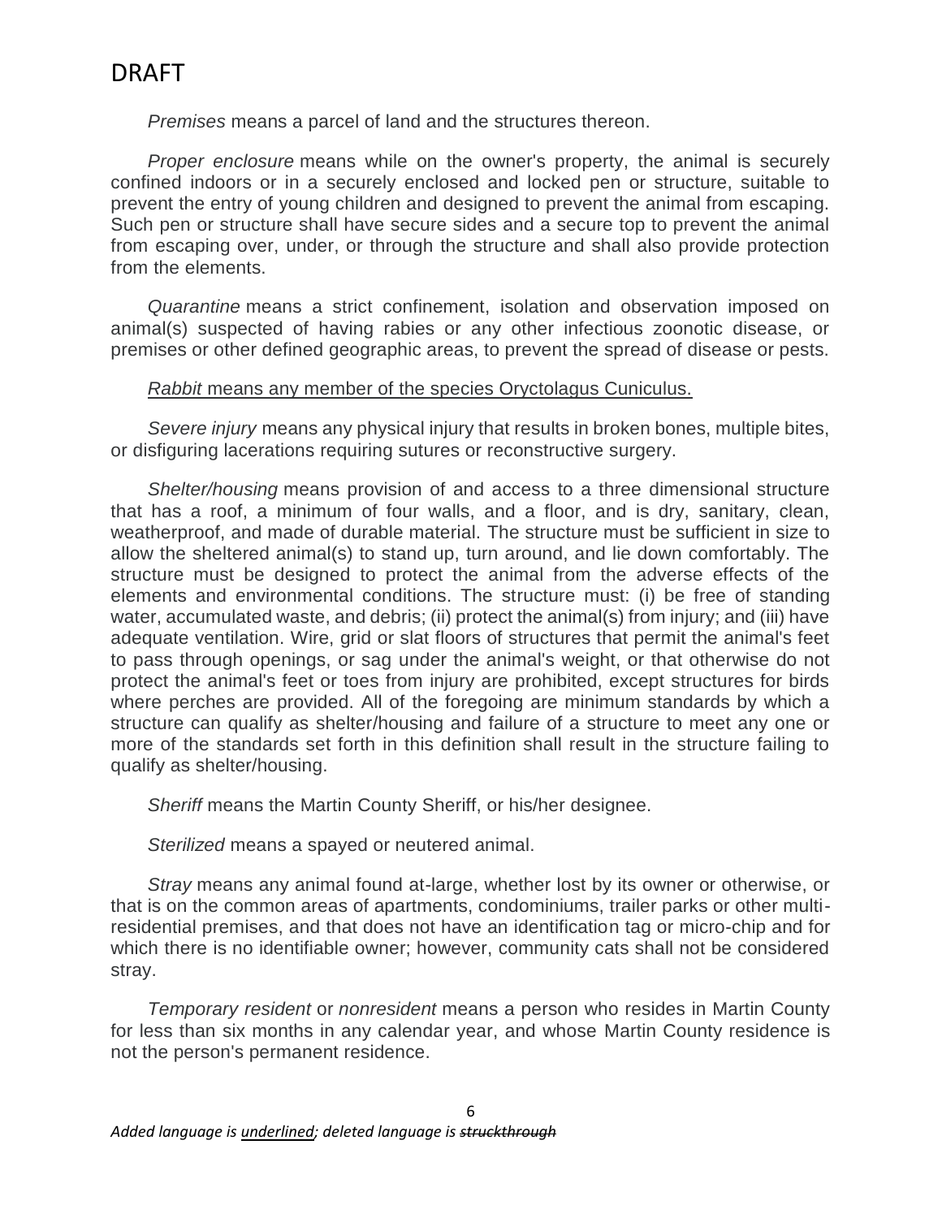DRAFT

*Premises* means a parcel of land and the structures thereon.

*Proper enclosure* means while on the owner's property, the animal is securely confined indoors or in a securely enclosed and locked pen or structure, suitable to prevent the entry of young children and designed to prevent the animal from escaping. Such pen or structure shall have secure sides and a secure top to prevent the animal from escaping over, under, or through the structure and shall also provide protection from the elements.

*Quarantine* means a strict confinement, isolation and observation imposed on animal(s) suspected of having rabies or any other infectious zoonotic disease, or premises or other defined geographic areas, to prevent the spread of disease or pests.

<u>*Rabbit* means any member of the species Oryctolagus Cuniculus.</u>

*Severe injury* means any physical injury that results in broken bones, multiple bites, or disfiguring lacerations requiring sutures or reconstructive surgery.

*Shelter/housing* means provision of and access to a three dimensional structure that has a roof, a minimum of four walls, and a floor, and is dry, sanitary, clean, weatherproof, and made of durable material. The structure must be sufficient in size to allow the sheltered animal(s) to stand up, turn around, and lie down comfortably. The structure must be designed to protect the animal from the adverse effects of the elements and environmental conditions. The structure must: (i) be free of standing water, accumulated waste, and debris; (ii) protect the animal(s) from injury; and (iii) have adequate ventilation. Wire, grid or slat floors of structures that permit the animal's feet to pass through openings, or sag under the animal's weight, or that otherwise do not protect the animal's feet or toes from injury are prohibited, except structures for birds where perches are provided. All of the foregoing are minimum standards by which a structure can qualify as shelter/housing and failure of a structure to meet any one or more of the standards set forth in this definition shall result in the structure failing to qualify as shelter/housing.

*Sheriff* means the Martin County Sheriff, or his/her designee.

*Sterilized* means a spayed or neutered animal.

*Stray* means any animal found at-large, whether lost by its owner or otherwise, or that is on the common areas of apartments, condominiums, trailer parks or other multi-residential premises, and that does not have an identification tag or micro-chip and for which there is no identifiable owner; however, community cats shall not be considered stray.

*Temporary resident* or *nonresident* means a person who resides in Martin County for less than six months in any calendar year, and whose Martin County residence is not the person's permanent residence.

*Added language is <u>underlined</u>; deleted language is ~~struckthrough~~*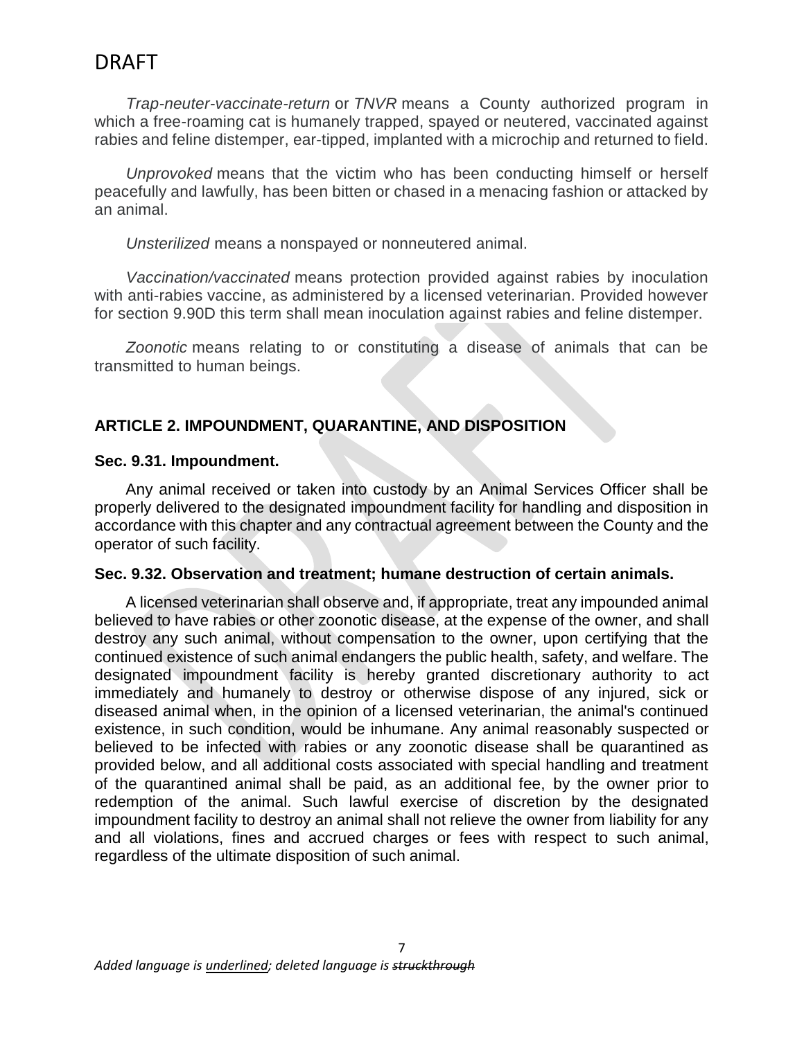*Trap-neuter-vaccinate-return* or *TNVR* means a County authorized program in which a free-roaming cat is humanely trapped, spayed or neutered, vaccinated against rabies and feline distemper, ear-tipped, implanted with a microchip and returned to field.

*Unprovoked* means that the victim who has been conducting himself or herself peacefully and lawfully, has been bitten or chased in a menacing fashion or attacked by an animal.

*Unsterilized* means a nonspayed or nonneutered animal.

*Vaccination/vaccinated* means protection provided against rabies by inoculation with anti-rabies vaccine, as administered by a licensed veterinarian. Provided however for section 9.90D this term shall mean inoculation against rabies and feline distemper.

*Zoonotic* means relating to or constituting a disease of animals that can be transmitted to human beings.

## ARTICLE 2. IMPOUNDMENT, QUARANTINE, AND DISPOSITION

### Sec. 9.31. Impoundment.

Any animal received or taken into custody by an Animal Services Officer shall be properly delivered to the designated impoundment facility for handling and disposition in accordance with this chapter and any contractual agreement between the County and the operator of such facility.

### Sec. 9.32. Observation and treatment; humane destruction of certain animals.

A licensed veterinarian shall observe and, if appropriate, treat any impounded animal believed to have rabies or other zoonotic disease, at the expense of the owner, and shall destroy any such animal, without compensation to the owner, upon certifying that the continued existence of such animal endangers the public health, safety, and welfare. The designated impoundment facility is hereby granted discretionary authority to act immediately and humanely to destroy or otherwise dispose of any injured, sick or diseased animal when, in the opinion of a licensed veterinarian, the animal's continued existence, in such condition, would be inhumane. Any animal reasonably suspected or believed to be infected with rabies or any zoonotic disease shall be quarantined as provided below, and all additional costs associated with special handling and treatment of the quarantined animal shall be paid, as an additional fee, by the owner prior to redemption of the animal. Such lawful exercise of discretion by the designated impoundment facility to destroy an animal shall not relieve the owner from liability for any and all violations, fines and accrued charges or fees with respect to such animal, regardless of the ultimate disposition of such animal.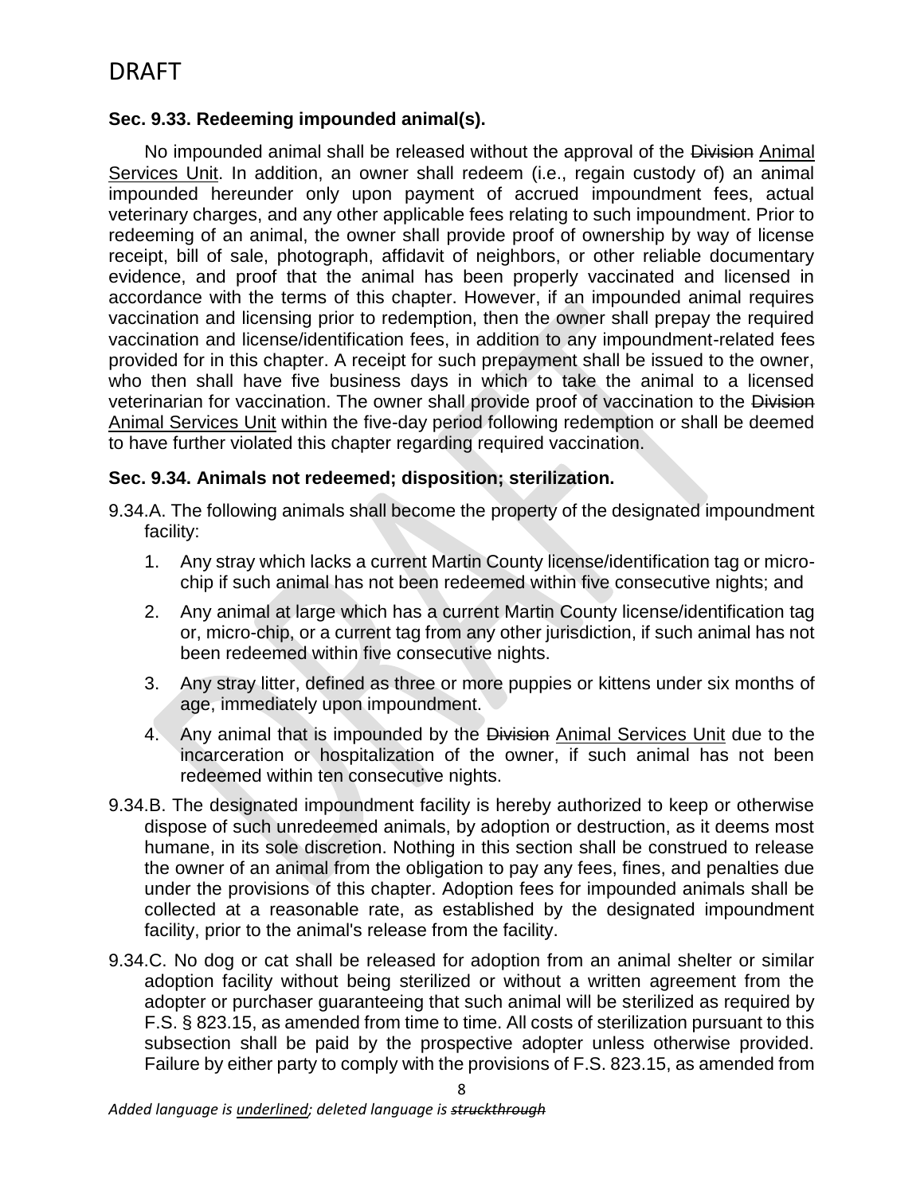DRAFT

### Sec. 9.33. Redeeming impounded animal(s).

No impounded animal shall be released without the approval of the ~~Division~~ <u>Animal Services Unit</u>. In addition, an owner shall redeem (i.e., regain custody of) an animal impounded hereunder only upon payment of accrued impoundment fees, actual veterinary charges, and any other applicable fees relating to such impoundment. Prior to redeeming of an animal, the owner shall provide proof of ownership by way of license receipt, bill of sale, photograph, affidavit of neighbors, or other reliable documentary evidence, and proof that the animal has been properly vaccinated and licensed in accordance with the terms of this chapter. However, if an impounded animal requires vaccination and licensing prior to redemption, then the owner shall prepay the required vaccination and license/identification fees, in addition to any impoundment-related fees provided for in this chapter. A receipt for such prepayment shall be issued to the owner, who then shall have five business days in which to take the animal to a licensed veterinarian for vaccination. The owner shall provide proof of vaccination to the ~~Division~~ <u>Animal Services Unit</u> within the five-day period following redemption or shall be deemed to have further violated this chapter regarding required vaccination.

### Sec. 9.34. Animals not redeemed; disposition; sterilization.

9.34.A. The following animals shall become the property of the designated impoundment facility:

1. Any stray which lacks a current Martin County license/identification tag or micro-chip if such animal has not been redeemed within five consecutive nights; and
2. Any animal at large which has a current Martin County license/identification tag or, micro-chip, or a current tag from any other jurisdiction, if such animal has not been redeemed within five consecutive nights.
3. Any stray litter, defined as three or more puppies or kittens under six months of age, immediately upon impoundment.
4. Any animal that is impounded by the ~~Division~~ <u>Animal Services Unit</u> due to the incarceration or hospitalization of the owner, if such animal has not been redeemed within ten consecutive nights.

9.34.B. The designated impoundment facility is hereby authorized to keep or otherwise dispose of such unredeemed animals, by adoption or destruction, as it deems most humane, in its sole discretion. Nothing in this section shall be construed to release the owner of an animal from the obligation to pay any fees, fines, and penalties due under the provisions of this chapter. Adoption fees for impounded animals shall be collected at a reasonable rate, as established by the designated impoundment facility, prior to the animal's release from the facility.

9.34.C. No dog or cat shall be released for adoption from an animal shelter or similar adoption facility without being sterilized or without a written agreement from the adopter or purchaser guaranteeing that such animal will be sterilized as required by F.S. § 823.15, as amended from time to time. All costs of sterilization pursuant to this subsection shall be paid by the prospective adopter unless otherwise provided. Failure by either party to comply with the provisions of F.S. 823.15, as amended from

*Added language is <u>underlined</u>; deleted language is ~~struckthrough~~*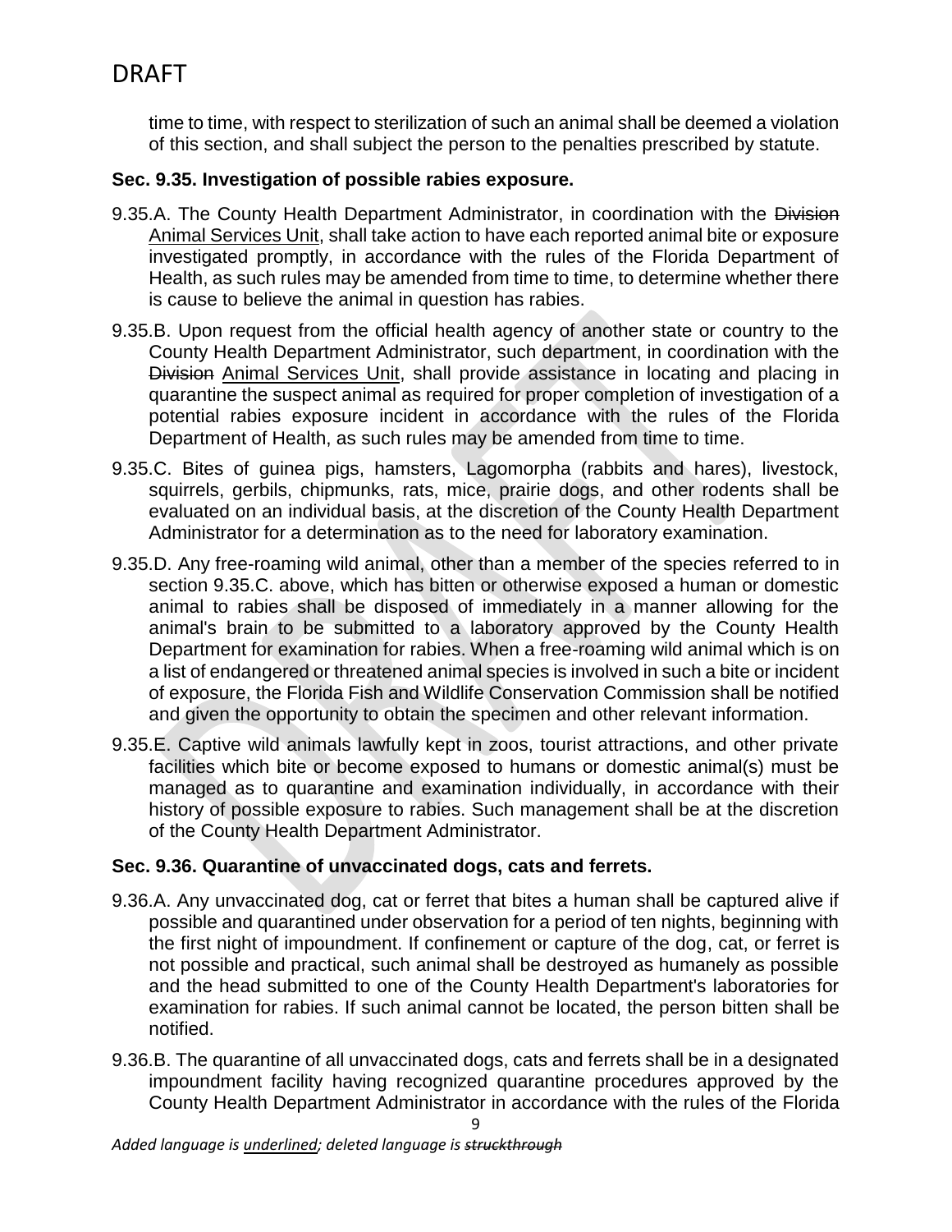time to time, with respect to sterilization of such an animal shall be deemed a violation of this section, and shall subject the person to the penalties prescribed by statute.

### Sec. 9.35. Investigation of possible rabies exposure.

9.35.A. The County Health Department Administrator, in coordination with the ~~Division~~ <u>Animal Services Unit</u>, shall take action to have each reported animal bite or exposure investigated promptly, in accordance with the rules of the Florida Department of Health, as such rules may be amended from time to time, to determine whether there is cause to believe the animal in question has rabies.

9.35.B. Upon request from the official health agency of another state or country to the County Health Department Administrator, such department, in coordination with the ~~Division~~ <u>Animal Services Unit</u>, shall provide assistance in locating and placing in quarantine the suspect animal as required for proper completion of investigation of a potential rabies exposure incident in accordance with the rules of the Florida Department of Health, as such rules may be amended from time to time.

9.35.C. Bites of guinea pigs, hamsters, Lagomorpha (rabbits and hares), livestock, squirrels, gerbils, chipmunks, rats, mice, prairie dogs, and other rodents shall be evaluated on an individual basis, at the discretion of the County Health Department Administrator for a determination as to the need for laboratory examination.

9.35.D. Any free-roaming wild animal, other than a member of the species referred to in section 9.35.C. above, which has bitten or otherwise exposed a human or domestic animal to rabies shall be disposed of immediately in a manner allowing for the animal's brain to be submitted to a laboratory approved by the County Health Department for examination for rabies. When a free-roaming wild animal which is on a list of endangered or threatened animal species is involved in such a bite or incident of exposure, the Florida Fish and Wildlife Conservation Commission shall be notified and given the opportunity to obtain the specimen and other relevant information.

9.35.E. Captive wild animals lawfully kept in zoos, tourist attractions, and other private facilities which bite or become exposed to humans or domestic animal(s) must be managed as to quarantine and examination individually, in accordance with their history of possible exposure to rabies. Such management shall be at the discretion of the County Health Department Administrator.

### Sec. 9.36. Quarantine of unvaccinated dogs, cats and ferrets.

9.36.A. Any unvaccinated dog, cat or ferret that bites a human shall be captured alive if possible and quarantined under observation for a period of ten nights, beginning with the first night of impoundment. If confinement or capture of the dog, cat, or ferret is not possible and practical, such animal shall be destroyed as humanely as possible and the head submitted to one of the County Health Department's laboratories for examination for rabies. If such animal cannot be located, the person bitten shall be notified.

9.36.B. The quarantine of all unvaccinated dogs, cats and ferrets shall be in a designated impoundment facility having recognized quarantine procedures approved by the County Health Department Administrator in accordance with the rules of the Florida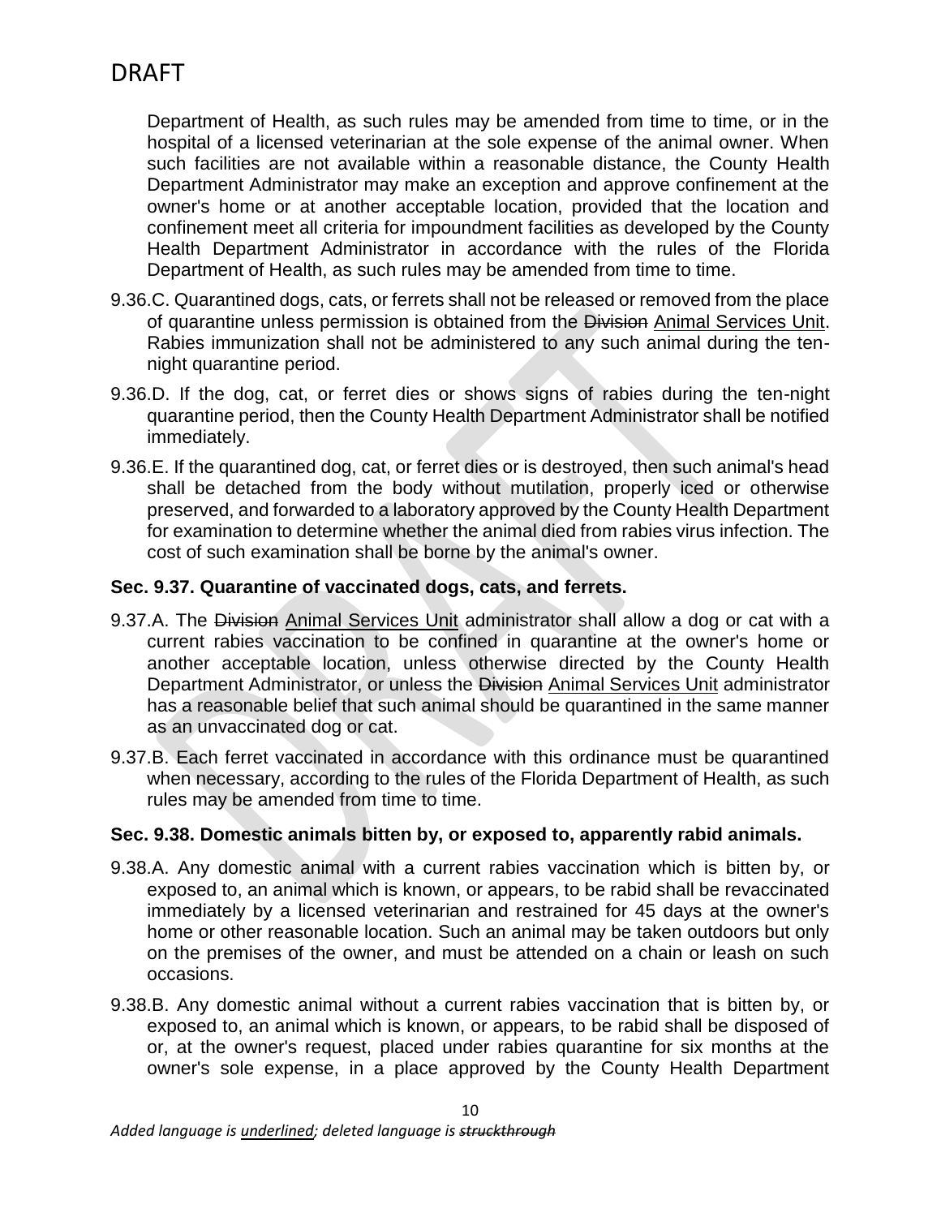Department of Health, as such rules may be amended from time to time, or in the hospital of a licensed veterinarian at the sole expense of the animal owner. When such facilities are not available within a reasonable distance, the County Health Department Administrator may make an exception and approve confinement at the owner's home or at another acceptable location, provided that the location and confinement meet all criteria for impoundment facilities as developed by the County Health Department Administrator in accordance with the rules of the Florida Department of Health, as such rules may be amended from time to time.

9.36.C. Quarantined dogs, cats, or ferrets shall not be released or removed from the place of quarantine unless permission is obtained from the ~~Division~~ <u>Animal Services Unit</u>. Rabies immunization shall not be administered to any such animal during the ten-night quarantine period.

9.36.D. If the dog, cat, or ferret dies or shows signs of rabies during the ten-night quarantine period, then the County Health Department Administrator shall be notified immediately.

9.36.E. If the quarantined dog, cat, or ferret dies or is destroyed, then such animal's head shall be detached from the body without mutilation, properly iced or otherwise preserved, and forwarded to a laboratory approved by the County Health Department for examination to determine whether the animal died from rabies virus infection. The cost of such examination shall be borne by the animal's owner.

### Sec. 9.37. Quarantine of vaccinated dogs, cats, and ferrets.

9.37.A. The ~~Division~~ <u>Animal Services Unit</u> administrator shall allow a dog or cat with a current rabies vaccination to be confined in quarantine at the owner's home or another acceptable location, unless otherwise directed by the County Health Department Administrator, or unless the ~~Division~~ <u>Animal Services Unit</u> administrator has a reasonable belief that such animal should be quarantined in the same manner as an unvaccinated dog or cat.

9.37.B. Each ferret vaccinated in accordance with this ordinance must be quarantined when necessary, according to the rules of the Florida Department of Health, as such rules may be amended from time to time.

### Sec. 9.38. Domestic animals bitten by, or exposed to, apparently rabid animals.

9.38.A. Any domestic animal with a current rabies vaccination which is bitten by, or exposed to, an animal which is known, or appears, to be rabid shall be revaccinated immediately by a licensed veterinarian and restrained for 45 days at the owner's home or other reasonable location. Such an animal may be taken outdoors but only on the premises of the owner, and must be attended on a chain or leash on such occasions.

9.38.B. Any domestic animal without a current rabies vaccination that is bitten by, or exposed to, an animal which is known, or appears, to be rabid shall be disposed of or, at the owner's request, placed under rabies quarantine for six months at the owner's sole expense, in a place approved by the County Health Department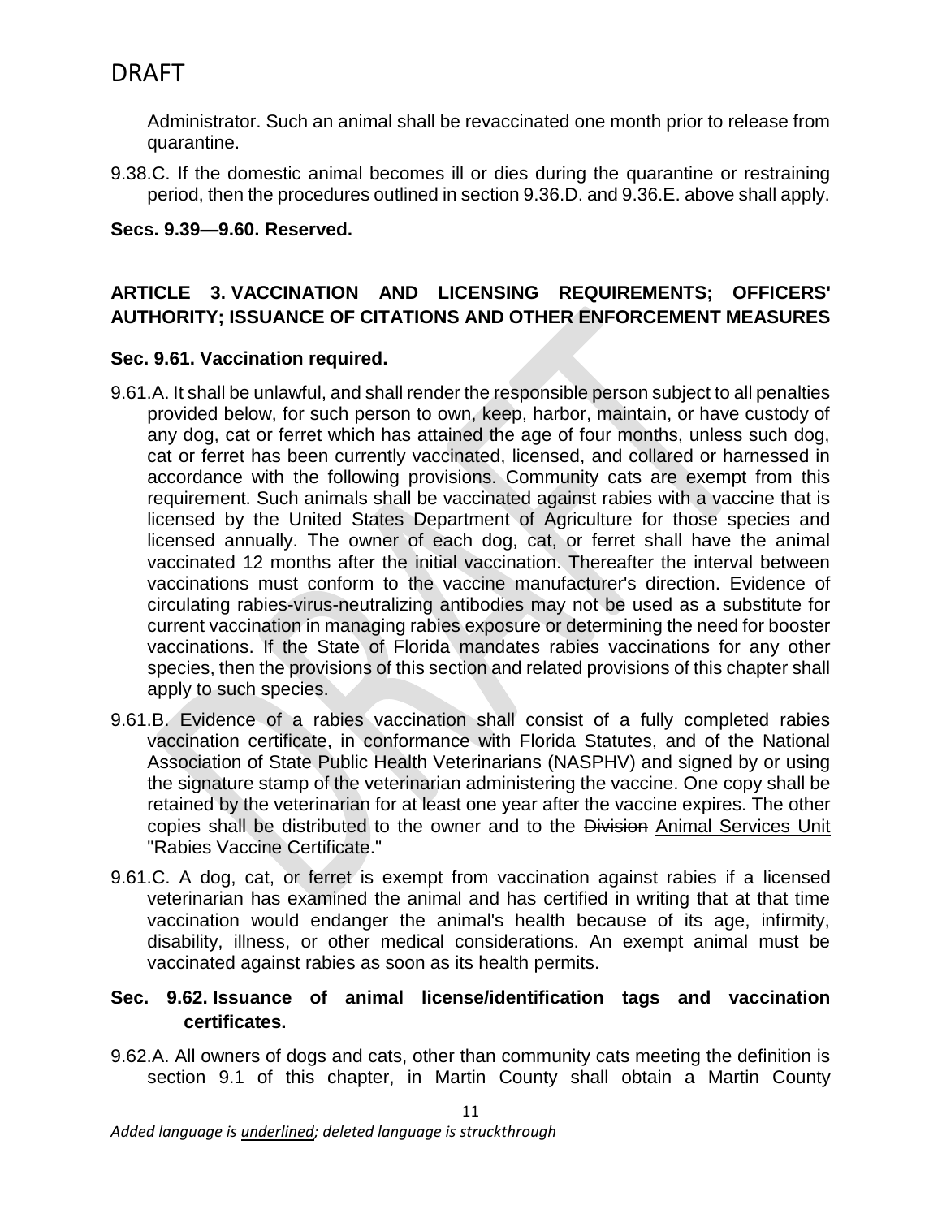Administrator. Such an animal shall be revaccinated one month prior to release from quarantine.

9.38.C. If the domestic animal becomes ill or dies during the quarantine or restraining period, then the procedures outlined in section 9.36.D. and 9.36.E. above shall apply.

**Secs. 9.39—9.60. Reserved.**

## ARTICLE 3. VACCINATION AND LICENSING REQUIREMENTS; OFFICERS' AUTHORITY; ISSUANCE OF CITATIONS AND OTHER ENFORCEMENT MEASURES

### Sec. 9.61. Vaccination required.

9.61.A. It shall be unlawful, and shall render the responsible person subject to all penalties provided below, for such person to own, keep, harbor, maintain, or have custody of any dog, cat or ferret which has attained the age of four months, unless such dog, cat or ferret has been currently vaccinated, licensed, and collared or harnessed in accordance with the following provisions. Community cats are exempt from this requirement. Such animals shall be vaccinated against rabies with a vaccine that is licensed by the United States Department of Agriculture for those species and licensed annually. The owner of each dog, cat, or ferret shall have the animal vaccinated 12 months after the initial vaccination. Thereafter the interval between vaccinations must conform to the vaccine manufacturer's direction. Evidence of circulating rabies-virus-neutralizing antibodies may not be used as a substitute for current vaccination in managing rabies exposure or determining the need for booster vaccinations. If the State of Florida mandates rabies vaccinations for any other species, then the provisions of this section and related provisions of this chapter shall apply to such species.

9.61.B. Evidence of a rabies vaccination shall consist of a fully completed rabies vaccination certificate, in conformance with Florida Statutes, and of the National Association of State Public Health Veterinarians (NASPHV) and signed by or using the signature stamp of the veterinarian administering the vaccine. One copy shall be retained by the veterinarian for at least one year after the vaccine expires. The other copies shall be distributed to the owner and to the ~~Division~~ <u>Animal Services Unit</u> "Rabies Vaccine Certificate."

9.61.C. A dog, cat, or ferret is exempt from vaccination against rabies if a licensed veterinarian has examined the animal and has certified in writing that at that time vaccination would endanger the animal's health because of its age, infirmity, disability, illness, or other medical considerations. An exempt animal must be vaccinated against rabies as soon as its health permits.

### Sec. 9.62. Issuance of animal license/identification tags and vaccination certificates.

9.62.A. All owners of dogs and cats, other than community cats meeting the definition is section 9.1 of this chapter, in Martin County shall obtain a Martin County

*Added language is <u>underlined</u>; deleted language is ~~struckthrough~~*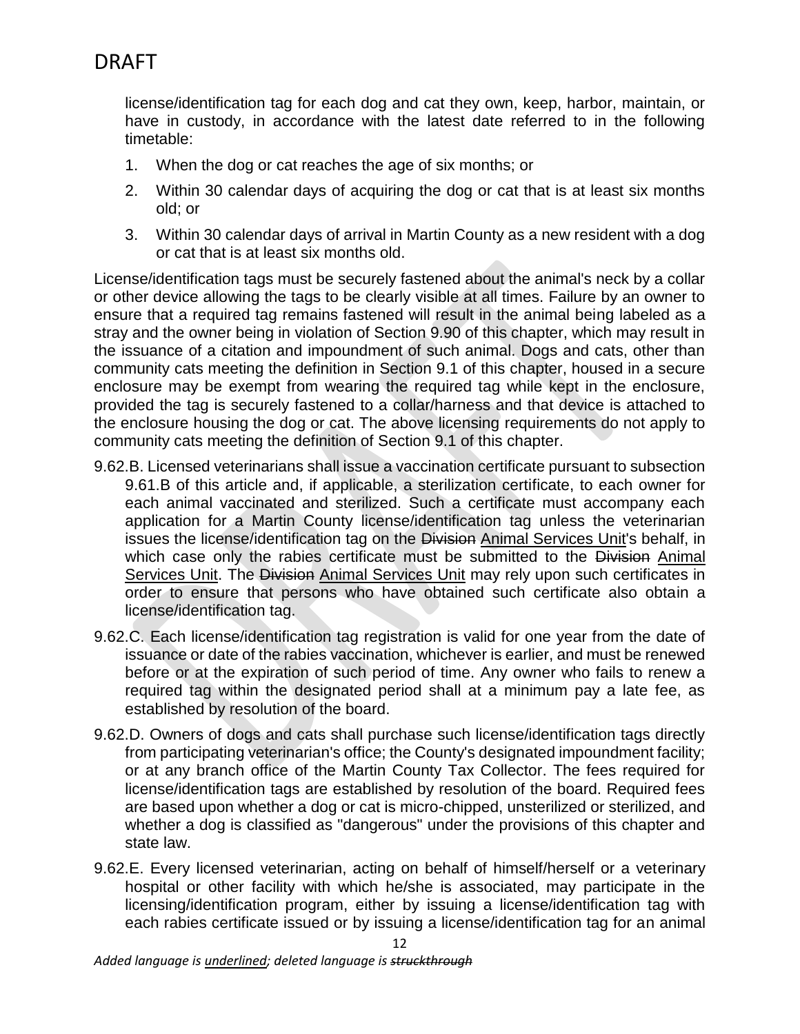license/identification tag for each dog and cat they own, keep, harbor, maintain, or have in custody, in accordance with the latest date referred to in the following timetable:

1. When the dog or cat reaches the age of six months; or
2. Within 30 calendar days of acquiring the dog or cat that is at least six months old; or
3. Within 30 calendar days of arrival in Martin County as a new resident with a dog or cat that is at least six months old.

License/identification tags must be securely fastened about the animal's neck by a collar or other device allowing the tags to be clearly visible at all times. Failure by an owner to ensure that a required tag remains fastened will result in the animal being labeled as a stray and the owner being in violation of Section 9.90 of this chapter, which may result in the issuance of a citation and impoundment of such animal. Dogs and cats, other than community cats meeting the definition in Section 9.1 of this chapter, housed in a secure enclosure may be exempt from wearing the required tag while kept in the enclosure, provided the tag is securely fastened to a collar/harness and that device is attached to the enclosure housing the dog or cat. The above licensing requirements do not apply to community cats meeting the definition of Section 9.1 of this chapter.

9.62.B. Licensed veterinarians shall issue a vaccination certificate pursuant to subsection 9.61.B of this article and, if applicable, a sterilization certificate, to each owner for each animal vaccinated and sterilized. Such a certificate must accompany each application for a Martin County license/identification tag unless the veterinarian issues the license/identification tag on the ~~Division~~ <u>Animal Services Unit</u>'s behalf, in which case only the rabies certificate must be submitted to the ~~Division~~ <u>Animal Services Unit</u>. The ~~Division~~ <u>Animal Services Unit</u> may rely upon such certificates in order to ensure that persons who have obtained such certificate also obtain a license/identification tag.

9.62.C. Each license/identification tag registration is valid for one year from the date of issuance or date of the rabies vaccination, whichever is earlier, and must be renewed before or at the expiration of such period of time. Any owner who fails to renew a required tag within the designated period shall at a minimum pay a late fee, as established by resolution of the board.

9.62.D. Owners of dogs and cats shall purchase such license/identification tags directly from participating veterinarian's office; the County's designated impoundment facility; or at any branch office of the Martin County Tax Collector. The fees required for license/identification tags are established by resolution of the board. Required fees are based upon whether a dog or cat is micro-chipped, unsterilized or sterilized, and whether a dog is classified as "dangerous" under the provisions of this chapter and state law.

9.62.E. Every licensed veterinarian, acting on behalf of himself/herself or a veterinary hospital or other facility with which he/she is associated, may participate in the licensing/identification program, either by issuing a license/identification tag with each rabies certificate issued or by issuing a license/identification tag for an animal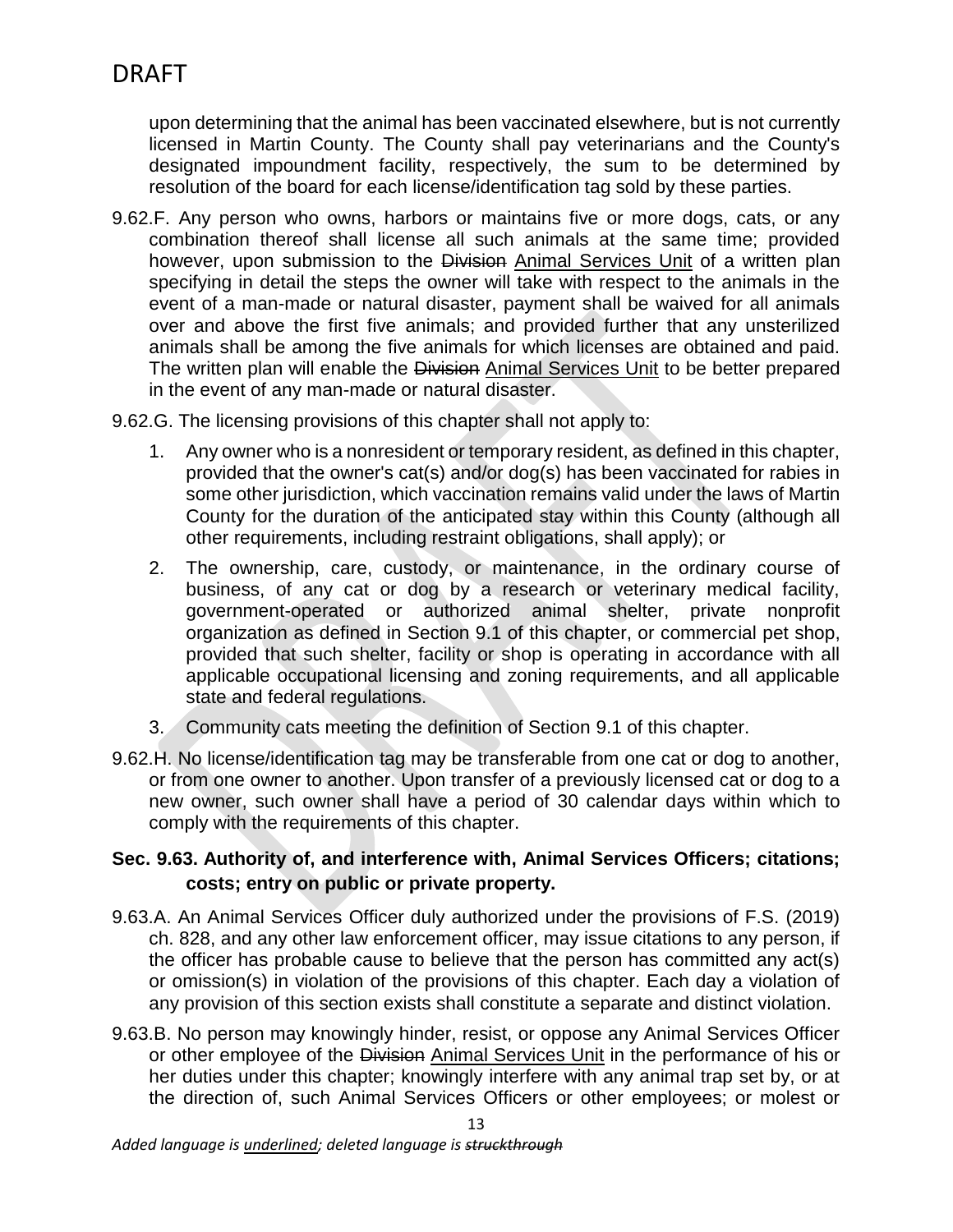upon determining that the animal has been vaccinated elsewhere, but is not currently licensed in Martin County. The County shall pay veterinarians and the County's designated impoundment facility, respectively, the sum to be determined by resolution of the board for each license/identification tag sold by these parties.

9.62.F. Any person who owns, harbors or maintains five or more dogs, cats, or any combination thereof shall license all such animals at the same time; provided however, upon submission to the ~~Division~~ <u>Animal Services Unit</u> of a written plan specifying in detail the steps the owner will take with respect to the animals in the event of a man-made or natural disaster, payment shall be waived for all animals over and above the first five animals; and provided further that any unsterilized animals shall be among the five animals for which licenses are obtained and paid. The written plan will enable the ~~Division~~ <u>Animal Services Unit</u> to be better prepared in the event of any man-made or natural disaster.

9.62.G. The licensing provisions of this chapter shall not apply to:

1. Any owner who is a nonresident or temporary resident, as defined in this chapter, provided that the owner's cat(s) and/or dog(s) has been vaccinated for rabies in some other jurisdiction, which vaccination remains valid under the laws of Martin County for the duration of the anticipated stay within this County (although all other requirements, including restraint obligations, shall apply); or
2. The ownership, care, custody, or maintenance, in the ordinary course of business, of any cat or dog by a research or veterinary medical facility, government-operated or authorized animal shelter, private nonprofit organization as defined in Section 9.1 of this chapter, or commercial pet shop, provided that such shelter, facility or shop is operating in accordance with all applicable occupational licensing and zoning requirements, and all applicable state and federal regulations.
3. Community cats meeting the definition of Section 9.1 of this chapter.

9.62.H. No license/identification tag may be transferable from one cat or dog to another, or from one owner to another. Upon transfer of a previously licensed cat or dog to a new owner, such owner shall have a period of 30 calendar days within which to comply with the requirements of this chapter.

### Sec. 9.63. Authority of, and interference with, Animal Services Officers; citations; costs; entry on public or private property.

9.63.A. An Animal Services Officer duly authorized under the provisions of F.S. (2019) ch. 828, and any other law enforcement officer, may issue citations to any person, if the officer has probable cause to believe that the person has committed any act(s) or omission(s) in violation of the provisions of this chapter. Each day a violation of any provision of this section exists shall constitute a separate and distinct violation.

9.63.B. No person may knowingly hinder, resist, or oppose any Animal Services Officer or other employee of the ~~Division~~ <u>Animal Services Unit</u> in the performance of his or her duties under this chapter; knowingly interfere with any animal trap set by, or at the direction of, such Animal Services Officers or other employees; or molest or

*Added language is <u>underlined</u>; deleted language is ~~struckthrough~~*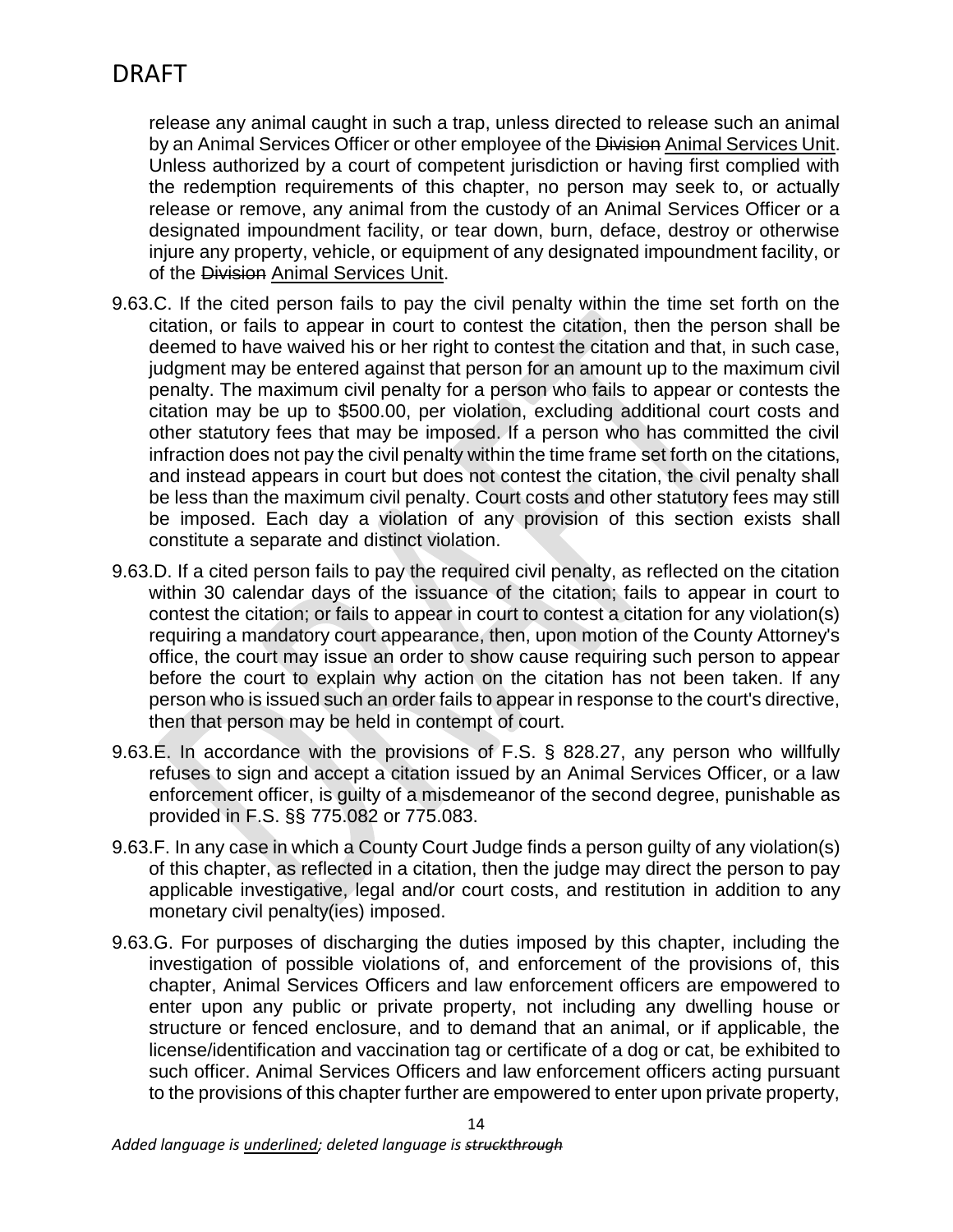release any animal caught in such a trap, unless directed to release such an animal by an Animal Services Officer or other employee of the ~~Division~~ <u>Animal Services Unit</u>. Unless authorized by a court of competent jurisdiction or having first complied with the redemption requirements of this chapter, no person may seek to, or actually release or remove, any animal from the custody of an Animal Services Officer or a designated impoundment facility, or tear down, burn, deface, destroy or otherwise injure any property, vehicle, or equipment of any designated impoundment facility, or of the ~~Division~~ <u>Animal Services Unit</u>.

9.63.C. If the cited person fails to pay the civil penalty within the time set forth on the citation, or fails to appear in court to contest the citation, then the person shall be deemed to have waived his or her right to contest the citation and that, in such case, judgment may be entered against that person for an amount up to the maximum civil penalty. The maximum civil penalty for a person who fails to appear or contests the citation may be up to $500.00, per violation, excluding additional court costs and other statutory fees that may be imposed. If a person who has committed the civil infraction does not pay the civil penalty within the time frame set forth on the citations, and instead appears in court but does not contest the citation, the civil penalty shall be less than the maximum civil penalty. Court costs and other statutory fees may still be imposed. Each day a violation of any provision of this section exists shall constitute a separate and distinct violation.

9.63.D. If a cited person fails to pay the required civil penalty, as reflected on the citation within 30 calendar days of the issuance of the citation; fails to appear in court to contest the citation; or fails to appear in court to contest a citation for any violation(s) requiring a mandatory court appearance, then, upon motion of the County Attorney's office, the court may issue an order to show cause requiring such person to appear before the court to explain why action on the citation has not been taken. If any person who is issued such an order fails to appear in response to the court's directive, then that person may be held in contempt of court.

9.63.E. In accordance with the provisions of F.S. § 828.27, any person who willfully refuses to sign and accept a citation issued by an Animal Services Officer, or a law enforcement officer, is guilty of a misdemeanor of the second degree, punishable as provided in F.S. §§ 775.082 or 775.083.

9.63.F. In any case in which a County Court Judge finds a person guilty of any violation(s) of this chapter, as reflected in a citation, then the judge may direct the person to pay applicable investigative, legal and/or court costs, and restitution in addition to any monetary civil penalty(ies) imposed.

9.63.G. For purposes of discharging the duties imposed by this chapter, including the investigation of possible violations of, and enforcement of the provisions of, this chapter, Animal Services Officers and law enforcement officers are empowered to enter upon any public or private property, not including any dwelling house or structure or fenced enclosure, and to demand that an animal, or if applicable, the license/identification and vaccination tag or certificate of a dog or cat, be exhibited to such officer. Animal Services Officers and law enforcement officers acting pursuant to the provisions of this chapter further are empowered to enter upon private property,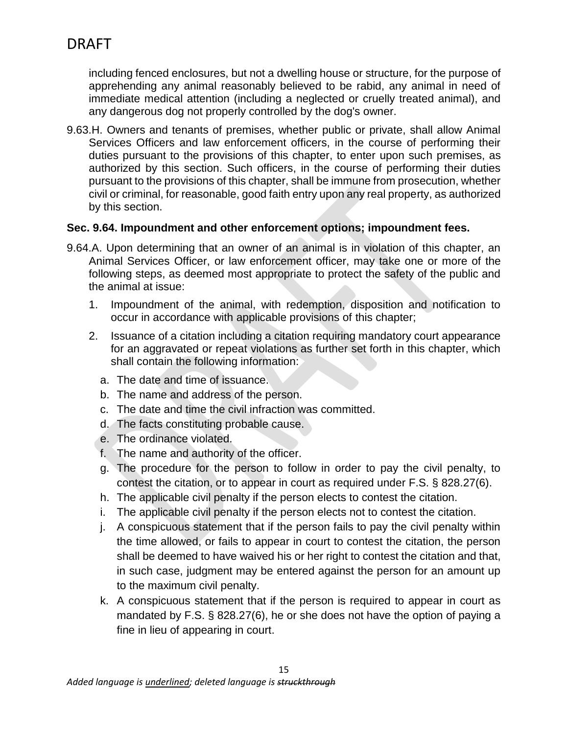including fenced enclosures, but not a dwelling house or structure, for the purpose of apprehending any animal reasonably believed to be rabid, any animal in need of immediate medical attention (including a neglected or cruelly treated animal), and any dangerous dog not properly controlled by the dog's owner.

9.63.H. Owners and tenants of premises, whether public or private, shall allow Animal Services Officers and law enforcement officers, in the course of performing their duties pursuant to the provisions of this chapter, to enter upon such premises, as authorized by this section. Such officers, in the course of performing their duties pursuant to the provisions of this chapter, shall be immune from prosecution, whether civil or criminal, for reasonable, good faith entry upon any real property, as authorized by this section.

**Sec. 9.64. Impoundment and other enforcement options; impoundment fees.**

9.64.A. Upon determining that an owner of an animal is in violation of this chapter, an Animal Services Officer, or law enforcement officer, may take one or more of the following steps, as deemed most appropriate to protect the safety of the public and the animal at issue:

1. Impoundment of the animal, with redemption, disposition and notification to occur in accordance with applicable provisions of this chapter;
2. Issuance of a citation including a citation requiring mandatory court appearance for an aggravated or repeat violations as further set forth in this chapter, which shall contain the following information:
    a. The date and time of issuance.
    b. The name and address of the person.
    c. The date and time the civil infraction was committed.
    d. The facts constituting probable cause.
    e. The ordinance violated.
    f. The name and authority of the officer.
    g. The procedure for the person to follow in order to pay the civil penalty, to contest the citation, or to appear in court as required under F.S. § 828.27(6).
    h. The applicable civil penalty if the person elects to contest the citation.
    i. The applicable civil penalty if the person elects not to contest the citation.
    j. A conspicuous statement that if the person fails to pay the civil penalty within the time allowed, or fails to appear in court to contest the citation, the person shall be deemed to have waived his or her right to contest the citation and that, in such case, judgment may be entered against the person for an amount up to the maximum civil penalty.
    k. A conspicuous statement that if the person is required to appear in court as mandated by F.S. § 828.27(6), he or she does not have the option of paying a fine in lieu of appearing in court.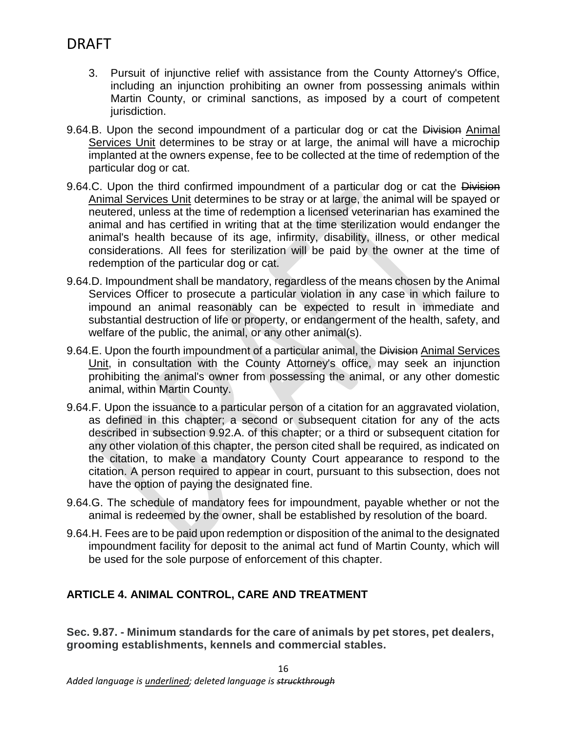3. Pursuit of injunctive relief with assistance from the County Attorney's Office, including an injunction prohibiting an owner from possessing animals within Martin County, or criminal sanctions, as imposed by a court of competent jurisdiction.

9.64.B. Upon the second impoundment of a particular dog or cat the ~~Division~~ <u>Animal Services Unit</u> determines to be stray or at large, the animal will have a microchip implanted at the owners expense, fee to be collected at the time of redemption of the particular dog or cat.

9.64.C. Upon the third confirmed impoundment of a particular dog or cat the ~~Division~~ <u>Animal Services Unit</u> determines to be stray or at large, the animal will be spayed or neutered, unless at the time of redemption a licensed veterinarian has examined the animal and has certified in writing that at the time sterilization would endanger the animal's health because of its age, infirmity, disability, illness, or other medical considerations. All fees for sterilization will be paid by the owner at the time of redemption of the particular dog or cat.

9.64.D. Impoundment shall be mandatory, regardless of the means chosen by the Animal Services Officer to prosecute a particular violation in any case in which failure to impound an animal reasonably can be expected to result in immediate and substantial destruction of life or property, or endangerment of the health, safety, and welfare of the public, the animal, or any other animal(s).

9.64.E. Upon the fourth impoundment of a particular animal, the ~~Division~~ <u>Animal Services Unit</u>, in consultation with the County Attorney's office, may seek an injunction prohibiting the animal's owner from possessing the animal, or any other domestic animal, within Martin County.

9.64.F. Upon the issuance to a particular person of a citation for an aggravated violation, as defined in this chapter; a second or subsequent citation for any of the acts described in subsection 9.92.A. of this chapter; or a third or subsequent citation for any other violation of this chapter, the person cited shall be required, as indicated on the citation, to make a mandatory County Court appearance to respond to the citation. A person required to appear in court, pursuant to this subsection, does not have the option of paying the designated fine.

9.64.G. The schedule of mandatory fees for impoundment, payable whether or not the animal is redeemed by the owner, shall be established by resolution of the board.

9.64.H. Fees are to be paid upon redemption or disposition of the animal to the designated impoundment facility for deposit to the animal act fund of Martin County, which will be used for the sole purpose of enforcement of this chapter.

## ARTICLE 4. ANIMAL CONTROL, CARE AND TREATMENT

### Sec. 9.87. - Minimum standards for the care of animals by pet stores, pet dealers, grooming establishments, kennels and commercial stables.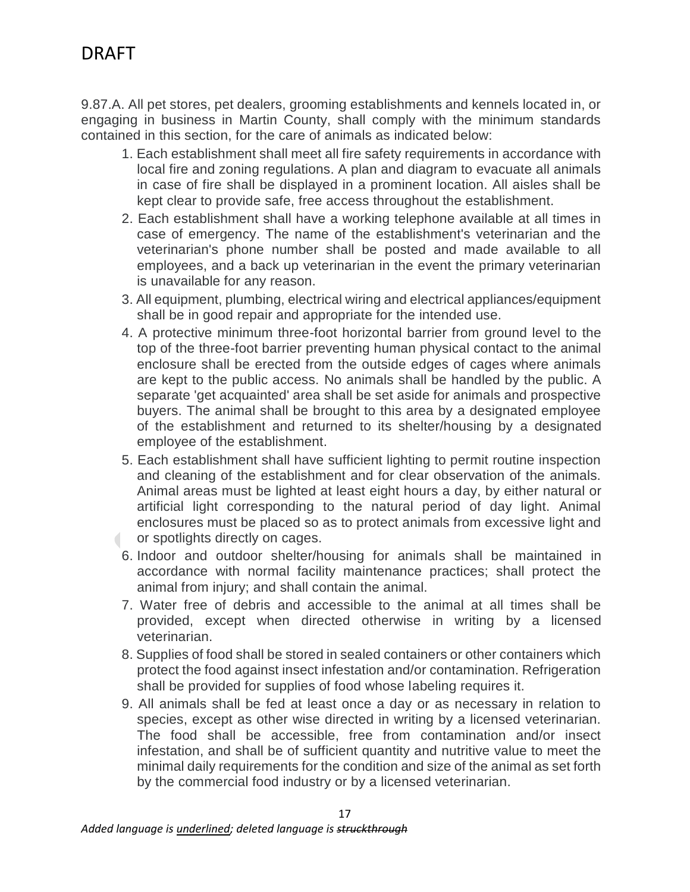DRAFT

9.87.A. All pet stores, pet dealers, grooming establishments and kennels located in, or engaging in business in Martin County, shall comply with the minimum standards contained in this section, for the care of animals as indicated below:

1. Each establishment shall meet all fire safety requirements in accordance with local fire and zoning regulations. A plan and diagram to evacuate all animals in case of fire shall be displayed in a prominent location. All aisles shall be kept clear to provide safe, free access throughout the establishment.
2. Each establishment shall have a working telephone available at all times in case of emergency. The name of the establishment's veterinarian and the veterinarian's phone number shall be posted and made available to all employees, and a back up veterinarian in the event the primary veterinarian is unavailable for any reason.
3. All equipment, plumbing, electrical wiring and electrical appliances/equipment shall be in good repair and appropriate for the intended use.
4. A protective minimum three-foot horizontal barrier from ground level to the top of the three-foot barrier preventing human physical contact to the animal enclosure shall be erected from the outside edges of cages where animals are kept to the public access. No animals shall be handled by the public. A separate 'get acquainted' area shall be set aside for animals and prospective buyers. The animal shall be brought to this area by a designated employee of the establishment and returned to its shelter/housing by a designated employee of the establishment.
5. Each establishment shall have sufficient lighting to permit routine inspection and cleaning of the establishment and for clear observation of the animals. Animal areas must be lighted at least eight hours a day, by either natural or artificial light corresponding to the natural period of day light. Animal enclosures must be placed so as to protect animals from excessive light and or spotlights directly on cages.
6. Indoor and outdoor shelter/housing for animals shall be maintained in accordance with normal facility maintenance practices; shall protect the animal from injury; and shall contain the animal.
7. Water free of debris and accessible to the animal at all times shall be provided, except when directed otherwise in writing by a licensed veterinarian.
8. Supplies of food shall be stored in sealed containers or other containers which protect the food against insect infestation and/or contamination. Refrigeration shall be provided for supplies of food whose labeling requires it.
9. All animals shall be fed at least once a day or as necessary in relation to species, except as other wise directed in writing by a licensed veterinarian. The food shall be accessible, free from contamination and/or insect infestation, and shall be of sufficient quantity and nutritive value to meet the minimal daily requirements for the condition and size of the animal as set forth by the commercial food industry or by a licensed veterinarian.

*Added language is underlined; deleted language is ~~struckthrough~~*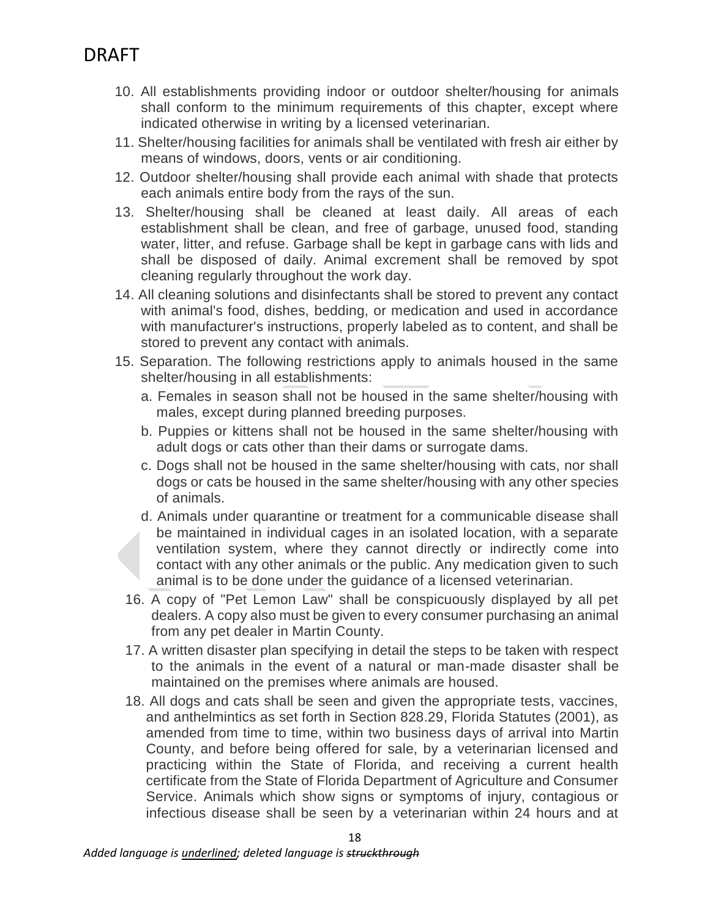DRAFT

10. All establishments providing indoor or outdoor shelter/housing for animals shall conform to the minimum requirements of this chapter, except where indicated otherwise in writing by a licensed veterinarian.
11. Shelter/housing facilities for animals shall be ventilated with fresh air either by means of windows, doors, vents or air conditioning.
12. Outdoor shelter/housing shall provide each animal with shade that protects each animals entire body from the rays of the sun.
13. Shelter/housing shall be cleaned at least daily. All areas of each establishment shall be clean, and free of garbage, unused food, standing water, litter, and refuse. Garbage shall be kept in garbage cans with lids and shall be disposed of daily. Animal excrement shall be removed by spot cleaning regularly throughout the work day.
14. All cleaning solutions and disinfectants shall be stored to prevent any contact with animal's food, dishes, bedding, or medication and used in accordance with manufacturer's instructions, properly labeled as to content, and shall be stored to prevent any contact with animals.
15. Separation. The following restrictions apply to animals housed in the same shelter/housing in all establishments:
    a. Females in season shall not be housed in the same shelter/housing with males, except during planned breeding purposes.
    b. Puppies or kittens shall not be housed in the same shelter/housing with adult dogs or cats other than their dams or surrogate dams.
    c. Dogs shall not be housed in the same shelter/housing with cats, nor shall dogs or cats be housed in the same shelter/housing with any other species of animals.
    d. Animals under quarantine or treatment for a communicable disease shall be maintained in individual cages in an isolated location, with a separate ventilation system, where they cannot directly or indirectly come into contact with any other animals or the public. Any medication given to such animal is to be done under the guidance of a licensed veterinarian.
16. A copy of "Pet Lemon Law" shall be conspicuously displayed by all pet dealers. A copy also must be given to every consumer purchasing an animal from any pet dealer in Martin County.
17. A written disaster plan specifying in detail the steps to be taken with respect to the animals in the event of a natural or man-made disaster shall be maintained on the premises where animals are housed.
18. All dogs and cats shall be seen and given the appropriate tests, vaccines, and anthelmintics as set forth in Section 828.29, Florida Statutes (2001), as amended from time to time, within two business days of arrival into Martin County, and before being offered for sale, by a veterinarian licensed and practicing within the State of Florida, and receiving a current health certificate from the State of Florida Department of Agriculture and Consumer Service. Animals which show signs or symptoms of injury, contagious or infectious disease shall be seen by a veterinarian within 24 hours and at

*Added language is underlined; deleted language is ~~struckthrough~~*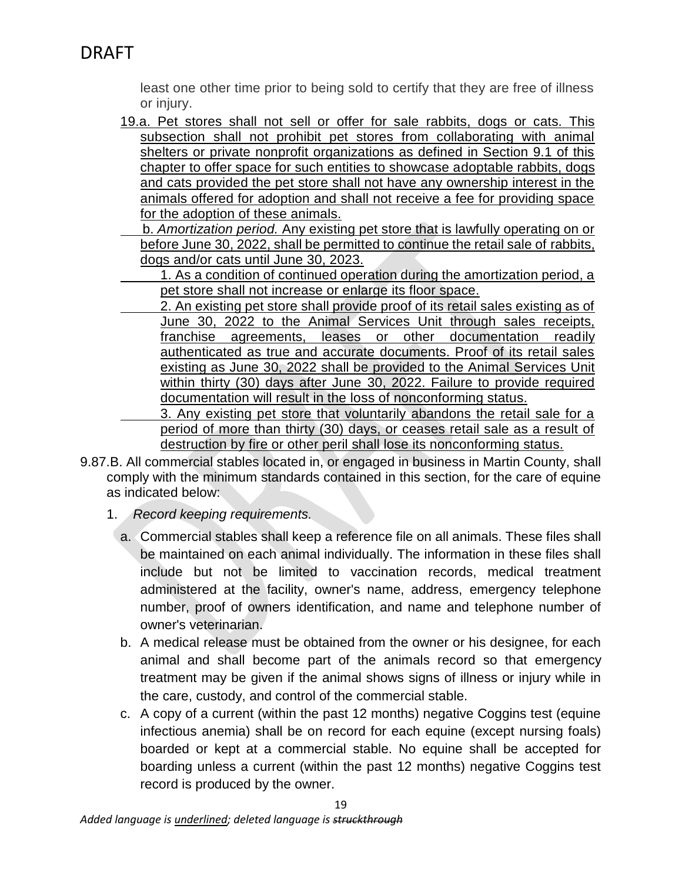least one other time prior to being sold to certify that they are free of illness or injury.

19.a. <u>Pet stores shall not sell or offer for sale rabbits, dogs or cats. This subsection shall not prohibit pet stores from collaborating with animal shelters or private nonprofit organizations as defined in Section 9.1 of this chapter to offer space for such entities to showcase adoptable rabbits, dogs and cats provided the pet store shall not have any ownership interest in the animals offered for adoption and shall not receive a fee for providing space for the adoption of these animals.</u>

<u>b. *Amortization period.* Any existing pet store that is lawfully operating on or before June 30, 2022, shall be permitted to continue the retail sale of rabbits, dogs and/or cats until June 30, 2023.</u>

<u>1. As a condition of continued operation during the amortization period, a pet store shall not increase or enlarge its floor space.</u>

<u>2. An existing pet store shall provide proof of its retail sales existing as of June 30, 2022 to the Animal Services Unit through sales receipts, franchise agreements, leases or other documentation readily authenticated as true and accurate documents. Proof of its retail sales existing as June 30, 2022 shall be provided to the Animal Services Unit within thirty (30) days after June 30, 2022. Failure to provide required documentation will result in the loss of nonconforming status.</u>

<u>3. Any existing pet store that voluntarily abandons the retail sale for a period of more than thirty (30) days, or ceases retail sale as a result of destruction by fire or other peril shall lose its nonconforming status.</u>

9.87.B. All commercial stables located in, or engaged in business in Martin County, shall comply with the minimum standards contained in this section, for the care of equine as indicated below:

1. *Record keeping requirements.*

   a. Commercial stables shall keep a reference file on all animals. These files shall be maintained on each animal individually. The information in these files shall include but not be limited to vaccination records, medical treatment administered at the facility, owner's name, address, emergency telephone number, proof of owners identification, and name and telephone number of owner's veterinarian.

   b. A medical release must be obtained from the owner or his designee, for each animal and shall become part of the animals record so that emergency treatment may be given if the animal shows signs of illness or injury while in the care, custody, and control of the commercial stable.

   c. A copy of a current (within the past 12 months) negative Coggins test (equine infectious anemia) shall be on record for each equine (except nursing foals) boarded or kept at a commercial stable. No equine shall be accepted for boarding unless a current (within the past 12 months) negative Coggins test record is produced by the owner.

*Added language is <u>underlined</u>; deleted language is ~~struckthrough~~*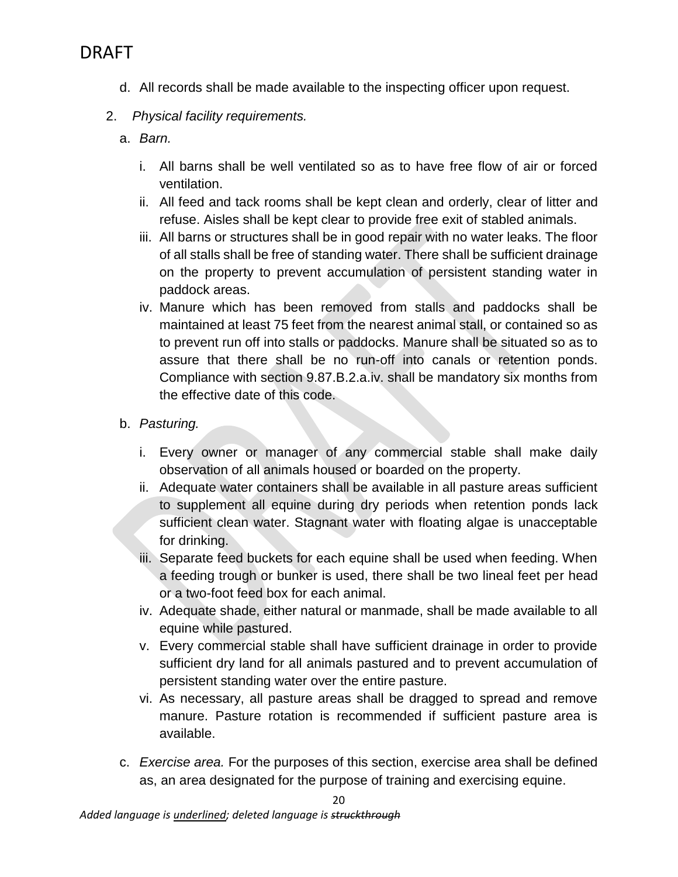d. All records shall be made available to the inspecting officer upon request.

2. *Physical facility requirements.*

   a. *Barn.*

      i. All barns shall be well ventilated so as to have free flow of air or forced ventilation.
      ii. All feed and tack rooms shall be kept clean and orderly, clear of litter and refuse. Aisles shall be kept clear to provide free exit of stabled animals.
      iii. All barns or structures shall be in good repair with no water leaks. The floor of all stalls shall be free of standing water. There shall be sufficient drainage on the property to prevent accumulation of persistent standing water in paddock areas.
      iv. Manure which has been removed from stalls and paddocks shall be maintained at least 75 feet from the nearest animal stall, or contained so as to prevent run off into stalls or paddocks. Manure shall be situated so as to assure that there shall be no run-off into canals or retention ponds. Compliance with section 9.87.B.2.a.iv. shall be mandatory six months from the effective date of this code.

   b. *Pasturing.*

      i. Every owner or manager of any commercial stable shall make daily observation of all animals housed or boarded on the property.
      ii. Adequate water containers shall be available in all pasture areas sufficient to supplement all equine during dry periods when retention ponds lack sufficient clean water. Stagnant water with floating algae is unacceptable for drinking.
      iii. Separate feed buckets for each equine shall be used when feeding. When a feeding trough or bunker is used, there shall be two lineal feet per head or a two-foot feed box for each animal.
      iv. Adequate shade, either natural or manmade, shall be made available to all equine while pastured.
      v. Every commercial stable shall have sufficient drainage in order to provide sufficient dry land for all animals pastured and to prevent accumulation of persistent standing water over the entire pasture.
      vi. As necessary, all pasture areas shall be dragged to spread and remove manure. Pasture rotation is recommended if sufficient pasture area is available.

   c. *Exercise area.* For the purposes of this section, exercise area shall be defined as, an area designated for the purpose of training and exercising equine.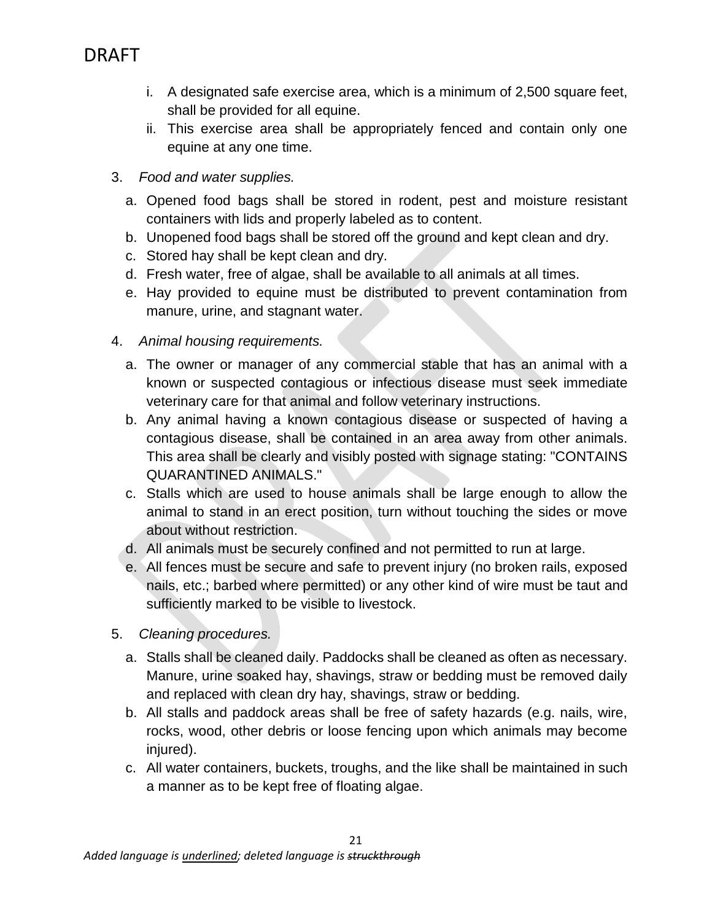DRAFT

   i. A designated safe exercise area, which is a minimum of 2,500 square feet, shall be provided for all equine.
   ii. This exercise area shall be appropriately fenced and contain only one equine at any one time.

3. *Food and water supplies.*
   a. Opened food bags shall be stored in rodent, pest and moisture resistant containers with lids and properly labeled as to content.
   b. Unopened food bags shall be stored off the ground and kept clean and dry.
   c. Stored hay shall be kept clean and dry.
   d. Fresh water, free of algae, shall be available to all animals at all times.
   e. Hay provided to equine must be distributed to prevent contamination from manure, urine, and stagnant water.

4. *Animal housing requirements.*
   a. The owner or manager of any commercial stable that has an animal with a known or suspected contagious or infectious disease must seek immediate veterinary care for that animal and follow veterinary instructions.
   b. Any animal having a known contagious disease or suspected of having a contagious disease, shall be contained in an area away from other animals. This area shall be clearly and visibly posted with signage stating: "CONTAINS QUARANTINED ANIMALS."
   c. Stalls which are used to house animals shall be large enough to allow the animal to stand in an erect position, turn without touching the sides or move about without restriction.
   d. All animals must be securely confined and not permitted to run at large.
   e. All fences must be secure and safe to prevent injury (no broken rails, exposed nails, etc.; barbed where permitted) or any other kind of wire must be taut and sufficiently marked to be visible to livestock.

5. *Cleaning procedures.*
   a. Stalls shall be cleaned daily. Paddocks shall be cleaned as often as necessary. Manure, urine soaked hay, shavings, straw or bedding must be removed daily and replaced with clean dry hay, shavings, straw or bedding.
   b. All stalls and paddock areas shall be free of safety hazards (e.g. nails, wire, rocks, wood, other debris or loose fencing upon which animals may become injured).
   c. All water containers, buckets, troughs, and the like shall be maintained in such a manner as to be kept free of floating algae.

*Added language is underlined; deleted language is ~~struckthrough~~*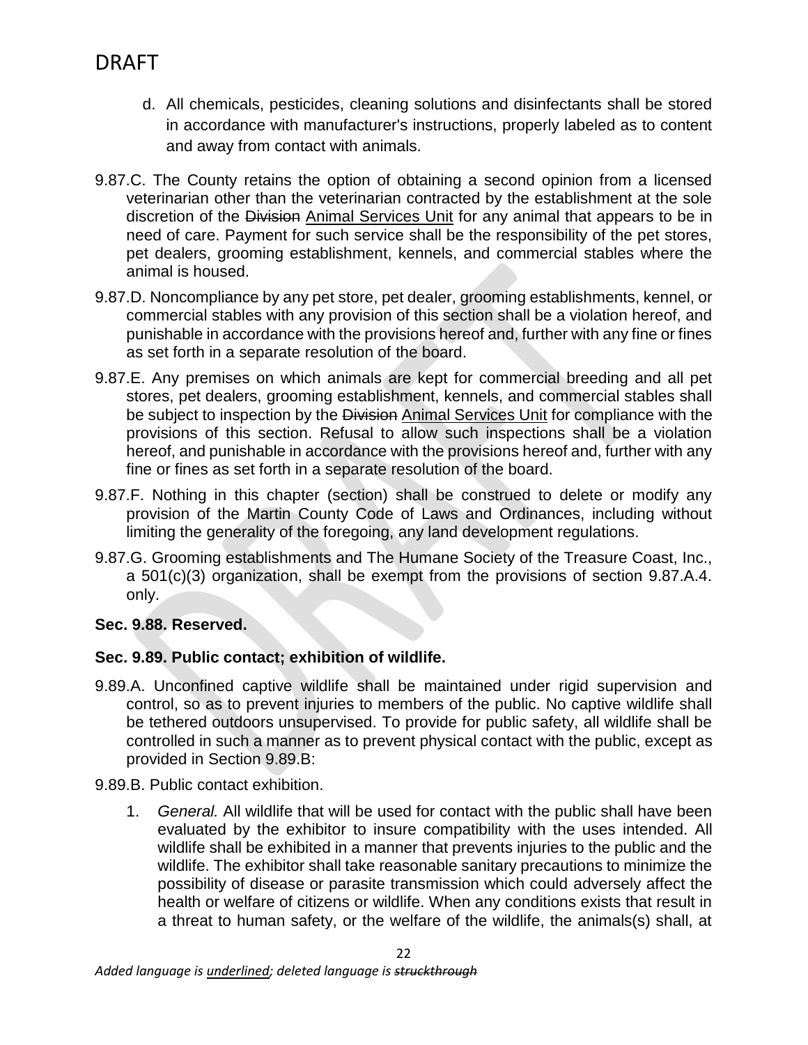d. All chemicals, pesticides, cleaning solutions and disinfectants shall be stored in accordance with manufacturer's instructions, properly labeled as to content and away from contact with animals.

9.87.C. The County retains the option of obtaining a second opinion from a licensed veterinarian other than the veterinarian contracted by the establishment at the sole discretion of the ~~Division~~ <u>Animal Services Unit</u> for any animal that appears to be in need of care. Payment for such service shall be the responsibility of the pet stores, pet dealers, grooming establishment, kennels, and commercial stables where the animal is housed.

9.87.D. Noncompliance by any pet store, pet dealer, grooming establishments, kennel, or commercial stables with any provision of this section shall be a violation hereof, and punishable in accordance with the provisions hereof and, further with any fine or fines as set forth in a separate resolution of the board.

9.87.E. Any premises on which animals are kept for commercial breeding and all pet stores, pet dealers, grooming establishment, kennels, and commercial stables shall be subject to inspection by the ~~Division~~ <u>Animal Services Unit</u> for compliance with the provisions of this section. Refusal to allow such inspections shall be a violation hereof, and punishable in accordance with the provisions hereof and, further with any fine or fines as set forth in a separate resolution of the board.

9.87.F. Nothing in this chapter (section) shall be construed to delete or modify any provision of the Martin County Code of Laws and Ordinances, including without limiting the generality of the foregoing, any land development regulations.

9.87.G. Grooming establishments and The Humane Society of the Treasure Coast, Inc., a 501(c)(3) organization, shall be exempt from the provisions of section 9.87.A.4. only.

**Sec. 9.88. Reserved.**

**Sec. 9.89. Public contact; exhibition of wildlife.**

9.89.A. Unconfined captive wildlife shall be maintained under rigid supervision and control, so as to prevent injuries to members of the public. No captive wildlife shall be tethered outdoors unsupervised. To provide for public safety, all wildlife shall be controlled in such a manner as to prevent physical contact with the public, except as provided in Section 9.89.B:

9.89.B. Public contact exhibition.

1. *General.* All wildlife that will be used for contact with the public shall have been evaluated by the exhibitor to insure compatibility with the uses intended. All wildlife shall be exhibited in a manner that prevents injuries to the public and the wildlife. The exhibitor shall take reasonable sanitary precautions to minimize the possibility of disease or parasite transmission which could adversely affect the health or welfare of citizens or wildlife. When any conditions exists that result in a threat to human safety, or the welfare of the wildlife, the animals(s) shall, at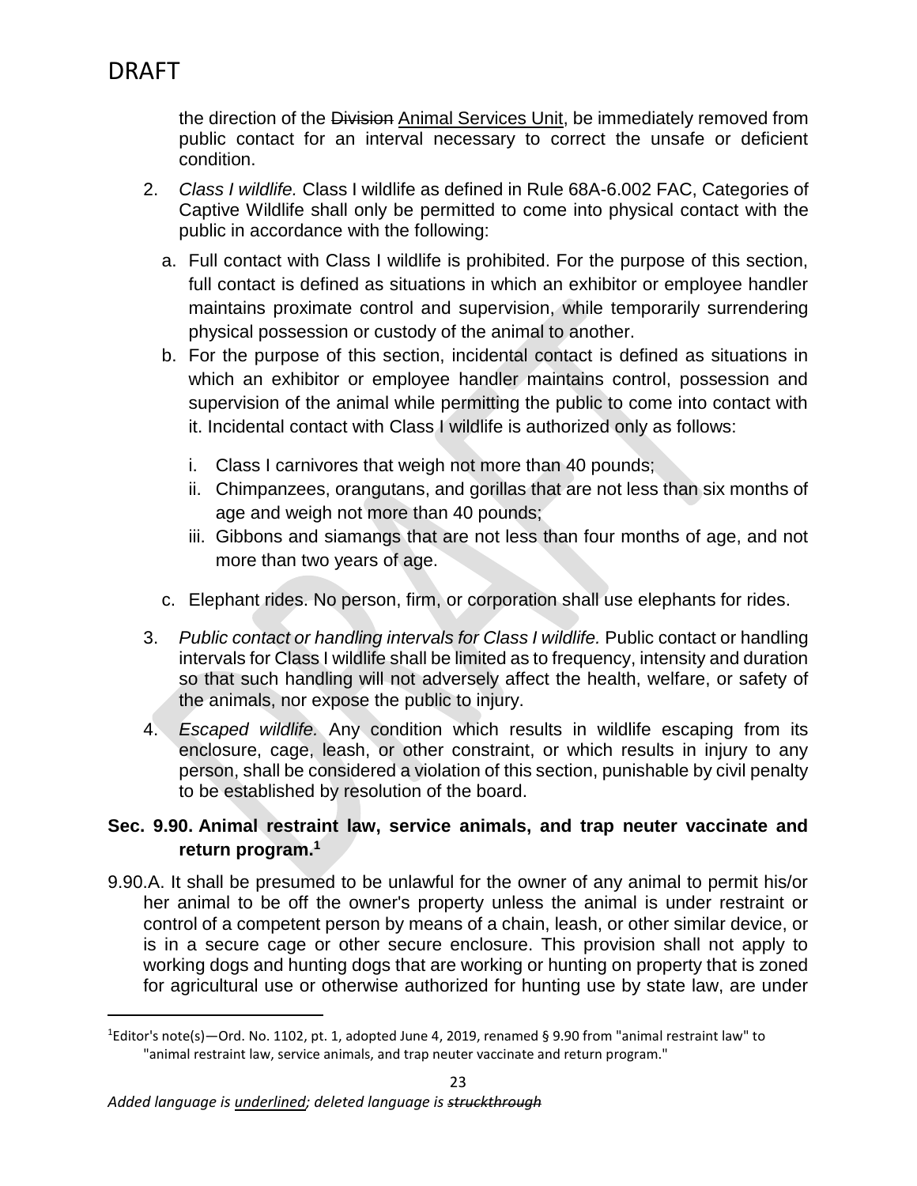the direction of the ~~Division~~ <u>Animal Services Unit</u>, be immediately removed from public contact for an interval necessary to correct the unsafe or deficient condition.

2. *Class I wildlife.* Class I wildlife as defined in Rule 68A-6.002 FAC, Categories of Captive Wildlife shall only be permitted to come into physical contact with the public in accordance with the following:

   a. Full contact with Class I wildlife is prohibited. For the purpose of this section, full contact is defined as situations in which an exhibitor or employee handler maintains proximate control and supervision, while temporarily surrendering physical possession or custody of the animal to another.

   b. For the purpose of this section, incidental contact is defined as situations in which an exhibitor or employee handler maintains control, possession and supervision of the animal while permitting the public to come into contact with it. Incidental contact with Class I wildlife is authorized only as follows:

      i. Class I carnivores that weigh not more than 40 pounds;

      ii. Chimpanzees, orangutans, and gorillas that are not less than six months of age and weigh not more than 40 pounds;

      iii. Gibbons and siamangs that are not less than four months of age, and not more than two years of age.

   c. Elephant rides. No person, firm, or corporation shall use elephants for rides.

3. *Public contact or handling intervals for Class I wildlife.* Public contact or handling intervals for Class I wildlife shall be limited as to frequency, intensity and duration so that such handling will not adversely affect the health, welfare, or safety of the animals, nor expose the public to injury.

4. *Escaped wildlife.* Any condition which results in wildlife escaping from its enclosure, cage, leash, or other constraint, or which results in injury to any person, shall be considered a violation of this section, punishable by civil penalty to be established by resolution of the board.

### Sec. 9.90. Animal restraint law, service animals, and trap neuter vaccinate and return program.[1]

9.90.A. It shall be presumed to be unlawful for the owner of any animal to permit his/or her animal to be off the owner's property unless the animal is under restraint or control of a competent person by means of a chain, leash, or other similar device, or is in a secure cage or other secure enclosure. This provision shall not apply to working dogs and hunting dogs that are working or hunting on property that is zoned for agricultural use or otherwise authorized for hunting use by state law, are under

---

[1]Editor's note(s)—Ord. No. 1102, pt. 1, adopted June 4, 2019, renamed § 9.90 from "animal restraint law" to "animal restraint law, service animals, and trap neuter vaccinate and return program."

*Added language is <u>underlined</u>; deleted language is ~~struckthrough~~*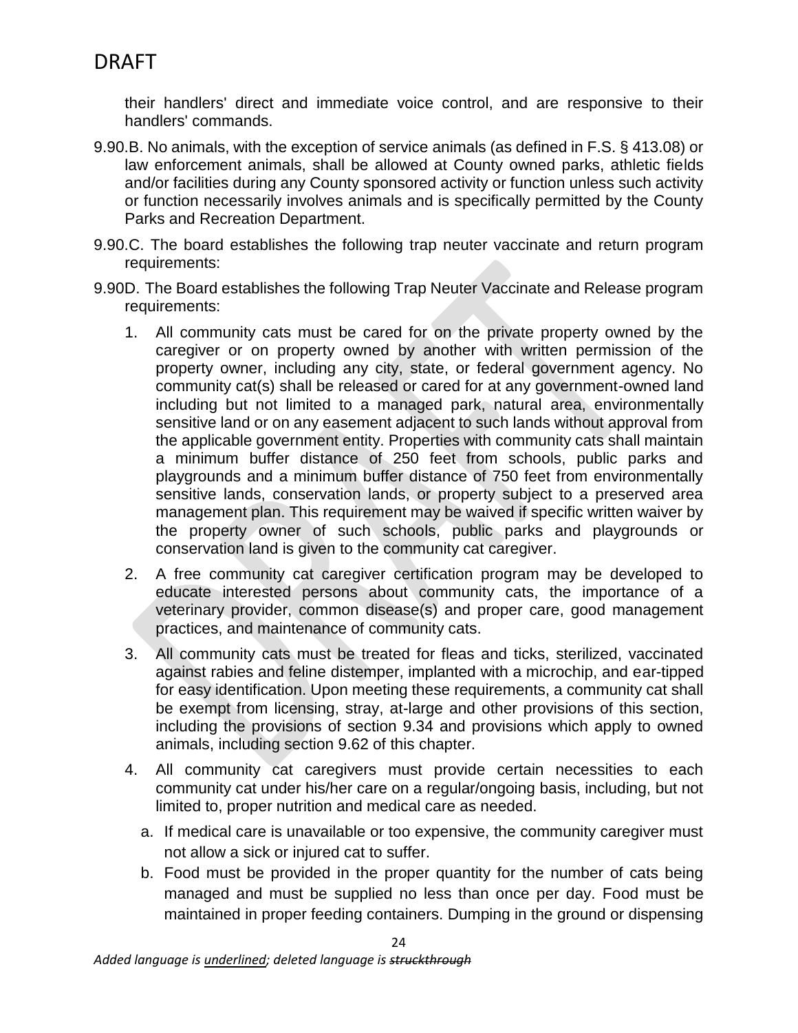their handlers' direct and immediate voice control, and are responsive to their handlers' commands.

9.90.B. No animals, with the exception of service animals (as defined in F.S. § 413.08) or law enforcement animals, shall be allowed at County owned parks, athletic fields and/or facilities during any County sponsored activity or function unless such activity or function necessarily involves animals and is specifically permitted by the County Parks and Recreation Department.

9.90.C. The board establishes the following trap neuter vaccinate and return program requirements:

9.90D. The Board establishes the following Trap Neuter Vaccinate and Release program requirements:

1. All community cats must be cared for on the private property owned by the caregiver or on property owned by another with written permission of the property owner, including any city, state, or federal government agency. No community cat(s) shall be released or cared for at any government-owned land including but not limited to a managed park, natural area, environmentally sensitive land or on any easement adjacent to such lands without approval from the applicable government entity. Properties with community cats shall maintain a minimum buffer distance of 250 feet from schools, public parks and playgrounds and a minimum buffer distance of 750 feet from environmentally sensitive lands, conservation lands, or property subject to a preserved area management plan. This requirement may be waived if specific written waiver by the property owner of such schools, public parks and playgrounds or conservation land is given to the community cat caregiver.
2. A free community cat caregiver certification program may be developed to educate interested persons about community cats, the importance of a veterinary provider, common disease(s) and proper care, good management practices, and maintenance of community cats.
3. All community cats must be treated for fleas and ticks, sterilized, vaccinated against rabies and feline distemper, implanted with a microchip, and ear-tipped for easy identification. Upon meeting these requirements, a community cat shall be exempt from licensing, stray, at-large and other provisions of this section, including the provisions of section 9.34 and provisions which apply to owned animals, including section 9.62 of this chapter.
4. All community cat caregivers must provide certain necessities to each community cat under his/her care on a regular/ongoing basis, including, but not limited to, proper nutrition and medical care as needed.
   a. If medical care is unavailable or too expensive, the community caregiver must not allow a sick or injured cat to suffer.
   b. Food must be provided in the proper quantity for the number of cats being managed and must be supplied no less than once per day. Food must be maintained in proper feeding containers. Dumping in the ground or dispensing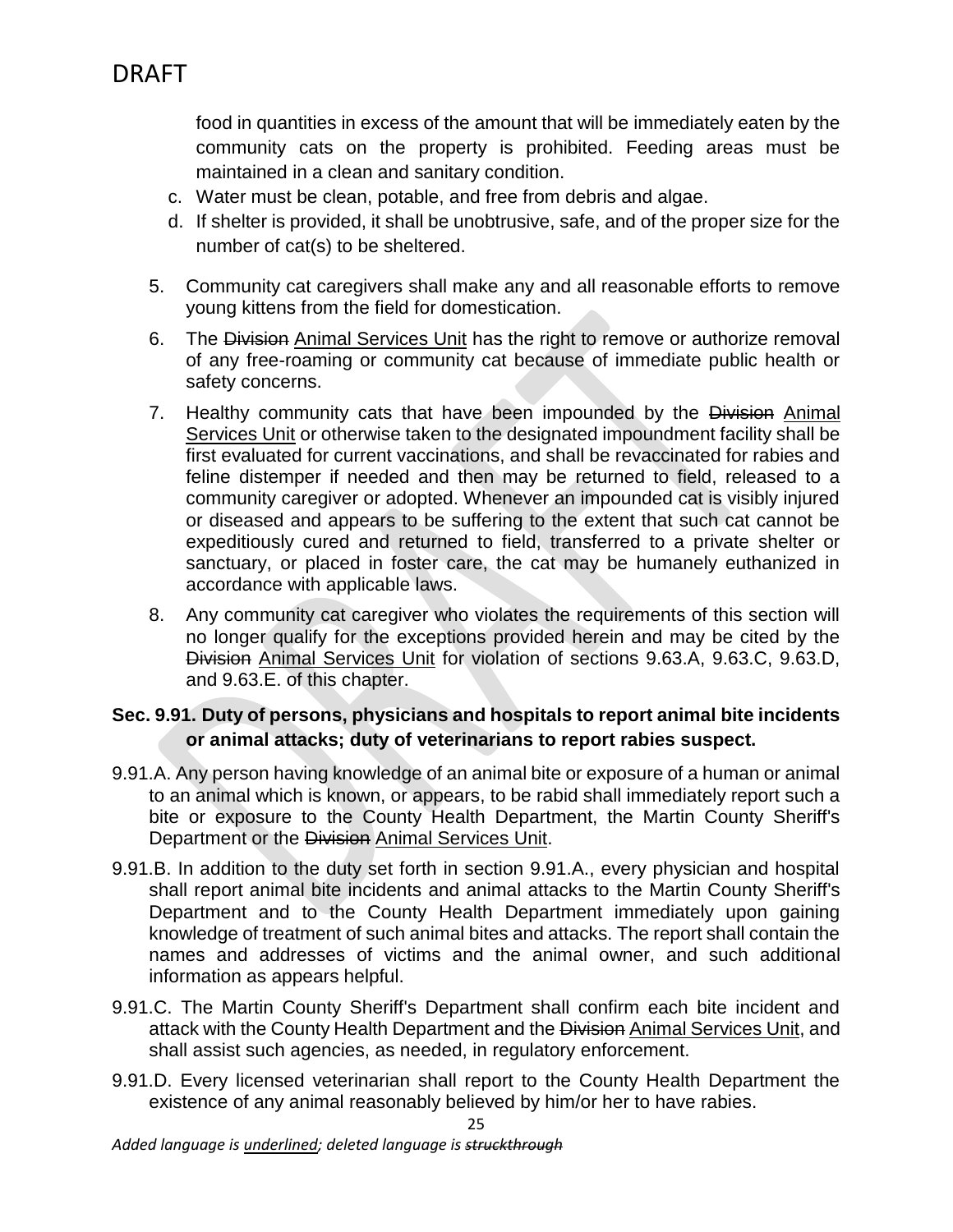food in quantities in excess of the amount that will be immediately eaten by the community cats on the property is prohibited. Feeding areas must be maintained in a clean and sanitary condition.

   c. Water must be clean, potable, and free from debris and algae.

   d. If shelter is provided, it shall be unobtrusive, safe, and of the proper size for the number of cat(s) to be sheltered.

5. Community cat caregivers shall make any and all reasonable efforts to remove young kittens from the field for domestication.

6. The ~~Division~~ <u>Animal Services Unit</u> has the right to remove or authorize removal of any free-roaming or community cat because of immediate public health or safety concerns.

7. Healthy community cats that have been impounded by the ~~Division~~ <u>Animal Services Unit</u> or otherwise taken to the designated impoundment facility shall be first evaluated for current vaccinations, and shall be revaccinated for rabies and feline distemper if needed and then may be returned to field, released to a community caregiver or adopted. Whenever an impounded cat is visibly injured or diseased and appears to be suffering to the extent that such cat cannot be expeditiously cured and returned to field, transferred to a private shelter or sanctuary, or placed in foster care, the cat may be humanely euthanized in accordance with applicable laws.

8. Any community cat caregiver who violates the requirements of this section will no longer qualify for the exceptions provided herein and may be cited by the ~~Division~~ <u>Animal Services Unit</u> for violation of sections 9.63.A, 9.63.C, 9.63.D, and 9.63.E. of this chapter.

### Sec. 9.91. Duty of persons, physicians and hospitals to report animal bite incidents or animal attacks; duty of veterinarians to report rabies suspect.

9.91.A. Any person having knowledge of an animal bite or exposure of a human or animal to an animal which is known, or appears, to be rabid shall immediately report such a bite or exposure to the County Health Department, the Martin County Sheriff's Department or the ~~Division~~ <u>Animal Services Unit</u>.

9.91.B. In addition to the duty set forth in section 9.91.A., every physician and hospital shall report animal bite incidents and animal attacks to the Martin County Sheriff's Department and to the County Health Department immediately upon gaining knowledge of treatment of such animal bites and attacks. The report shall contain the names and addresses of victims and the animal owner, and such additional information as appears helpful.

9.91.C. The Martin County Sheriff's Department shall confirm each bite incident and attack with the County Health Department and the ~~Division~~ <u>Animal Services Unit</u>, and shall assist such agencies, as needed, in regulatory enforcement.

9.91.D. Every licensed veterinarian shall report to the County Health Department the existence of any animal reasonably believed by him/or her to have rabies.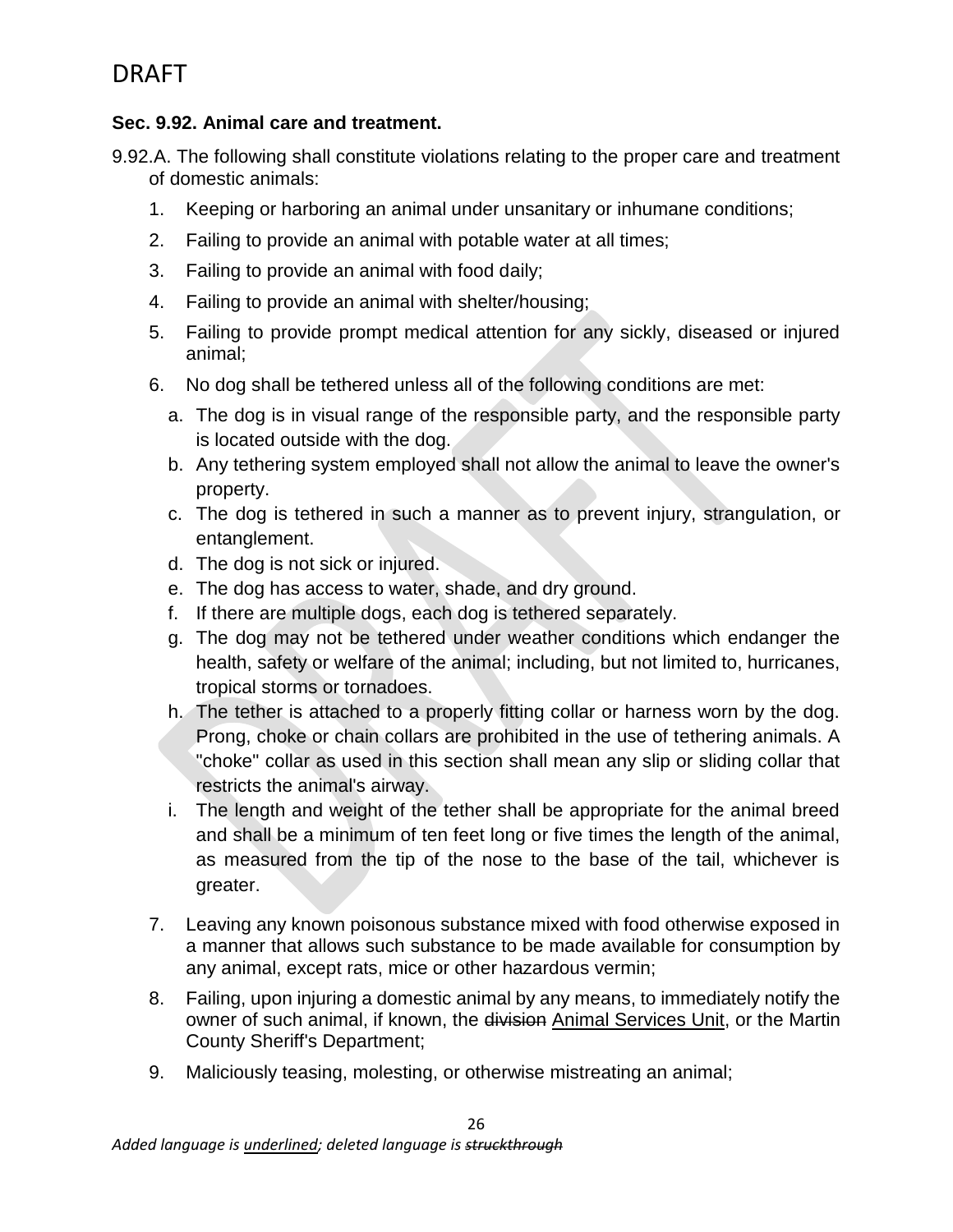**Sec. 9.92. Animal care and treatment.**

9.92.A. The following shall constitute violations relating to the proper care and treatment of domestic animals:

1. Keeping or harboring an animal under unsanitary or inhumane conditions;
2. Failing to provide an animal with potable water at all times;
3. Failing to provide an animal with food daily;
4. Failing to provide an animal with shelter/housing;
5. Failing to provide prompt medical attention for any sickly, diseased or injured animal;
6. No dog shall be tethered unless all of the following conditions are met:
   a. The dog is in visual range of the responsible party, and the responsible party is located outside with the dog.
   b. Any tethering system employed shall not allow the animal to leave the owner's property.
   c. The dog is tethered in such a manner as to prevent injury, strangulation, or entanglement.
   d. The dog is not sick or injured.
   e. The dog has access to water, shade, and dry ground.
   f. If there are multiple dogs, each dog is tethered separately.
   g. The dog may not be tethered under weather conditions which endanger the health, safety or welfare of the animal; including, but not limited to, hurricanes, tropical storms or tornadoes.
   h. The tether is attached to a properly fitting collar or harness worn by the dog. Prong, choke or chain collars are prohibited in the use of tethering animals. A "choke" collar as used in this section shall mean any slip or sliding collar that restricts the animal's airway.
   i. The length and weight of the tether shall be appropriate for the animal breed and shall be a minimum of ten feet long or five times the length of the animal, as measured from the tip of the nose to the base of the tail, whichever is greater.
7. Leaving any known poisonous substance mixed with food otherwise exposed in a manner that allows such substance to be made available for consumption by any animal, except rats, mice or other hazardous vermin;
8. Failing, upon injuring a domestic animal by any means, to immediately notify the owner of such animal, if known, the ~~division~~ <u>Animal Services Unit</u>, or the Martin County Sheriff's Department;
9. Maliciously teasing, molesting, or otherwise mistreating an animal;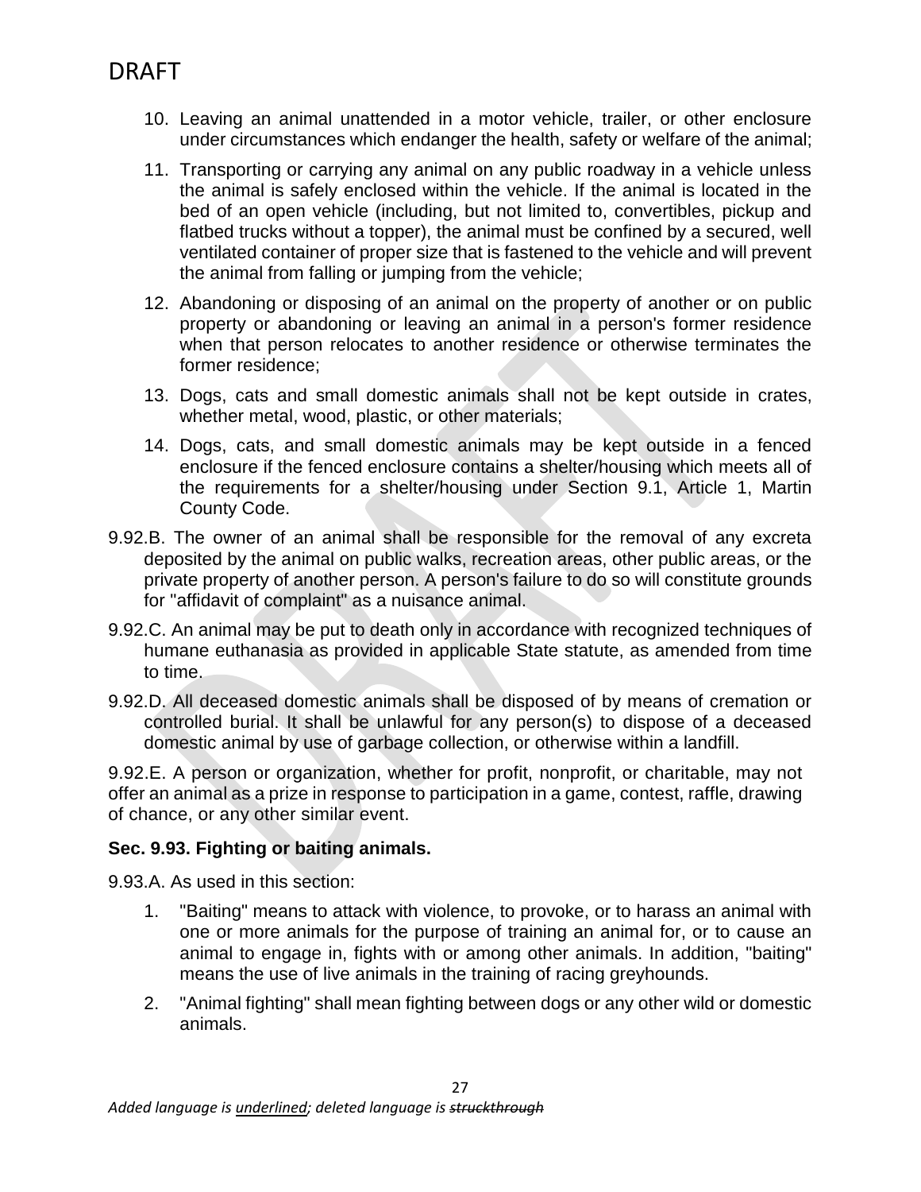10. Leaving an animal unattended in a motor vehicle, trailer, or other enclosure under circumstances which endanger the health, safety or welfare of the animal;

11. Transporting or carrying any animal on any public roadway in a vehicle unless the animal is safely enclosed within the vehicle. If the animal is located in the bed of an open vehicle (including, but not limited to, convertibles, pickup and flatbed trucks without a topper), the animal must be confined by a secured, well ventilated container of proper size that is fastened to the vehicle and will prevent the animal from falling or jumping from the vehicle;

12. Abandoning or disposing of an animal on the property of another or on public property or abandoning or leaving an animal in a person's former residence when that person relocates to another residence or otherwise terminates the former residence;

13. Dogs, cats and small domestic animals shall not be kept outside in crates, whether metal, wood, plastic, or other materials;

14. Dogs, cats, and small domestic animals may be kept outside in a fenced enclosure if the fenced enclosure contains a shelter/housing which meets all of the requirements for a shelter/housing under Section 9.1, Article 1, Martin County Code.

9.92.B. The owner of an animal shall be responsible for the removal of any excreta deposited by the animal on public walks, recreation areas, other public areas, or the private property of another person. A person's failure to do so will constitute grounds for "affidavit of complaint" as a nuisance animal.

9.92.C. An animal may be put to death only in accordance with recognized techniques of humane euthanasia as provided in applicable State statute, as amended from time to time.

9.92.D. All deceased domestic animals shall be disposed of by means of cremation or controlled burial. It shall be unlawful for any person(s) to dispose of a deceased domestic animal by use of garbage collection, or otherwise within a landfill.

9.92.E. A person or organization, whether for profit, nonprofit, or charitable, may not offer an animal as a prize in response to participation in a game, contest, raffle, drawing of chance, or any other similar event.

**Sec. 9.93. Fighting or baiting animals.**

9.93.A. As used in this section:

1. "Baiting" means to attack with violence, to provoke, or to harass an animal with one or more animals for the purpose of training an animal for, or to cause an animal to engage in, fights with or among other animals. In addition, "baiting" means the use of live animals in the training of racing greyhounds.

2. "Animal fighting" shall mean fighting between dogs or any other wild or domestic animals.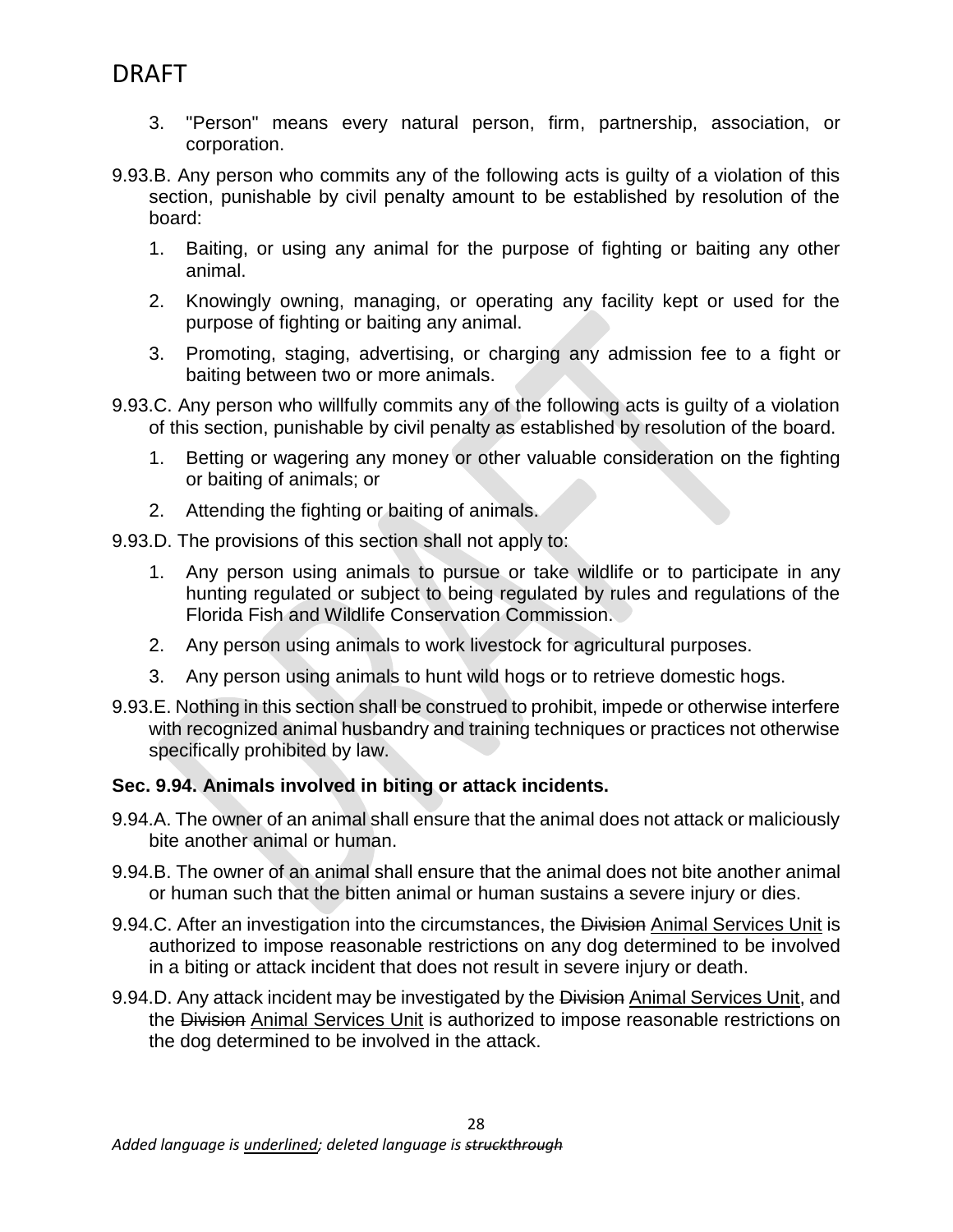3. "Person" means every natural person, firm, partnership, association, or corporation.

9.93.B. Any person who commits any of the following acts is guilty of a violation of this section, punishable by civil penalty amount to be established by resolution of the board:

1. Baiting, or using any animal for the purpose of fighting or baiting any other animal.
2. Knowingly owning, managing, or operating any facility kept or used for the purpose of fighting or baiting any animal.
3. Promoting, staging, advertising, or charging any admission fee to a fight or baiting between two or more animals.

9.93.C. Any person who willfully commits any of the following acts is guilty of a violation of this section, punishable by civil penalty as established by resolution of the board.

1. Betting or wagering any money or other valuable consideration on the fighting or baiting of animals; or
2. Attending the fighting or baiting of animals.

9.93.D. The provisions of this section shall not apply to:

1. Any person using animals to pursue or take wildlife or to participate in any hunting regulated or subject to being regulated by rules and regulations of the Florida Fish and Wildlife Conservation Commission.
2. Any person using animals to work livestock for agricultural purposes.
3. Any person using animals to hunt wild hogs or to retrieve domestic hogs.

9.93.E. Nothing in this section shall be construed to prohibit, impede or otherwise interfere with recognized animal husbandry and training techniques or practices not otherwise specifically prohibited by law.

### Sec. 9.94. Animals involved in biting or attack incidents.

9.94.A. The owner of an animal shall ensure that the animal does not attack or maliciously bite another animal or human.

9.94.B. The owner of an animal shall ensure that the animal does not bite another animal or human such that the bitten animal or human sustains a severe injury or dies.

9.94.C. After an investigation into the circumstances, the ~~Division~~ <u>Animal Services Unit</u> is authorized to impose reasonable restrictions on any dog determined to be involved in a biting or attack incident that does not result in severe injury or death.

9.94.D. Any attack incident may be investigated by the ~~Division~~ <u>Animal Services Unit</u>, and the ~~Division~~ <u>Animal Services Unit</u> is authorized to impose reasonable restrictions on the dog determined to be involved in the attack.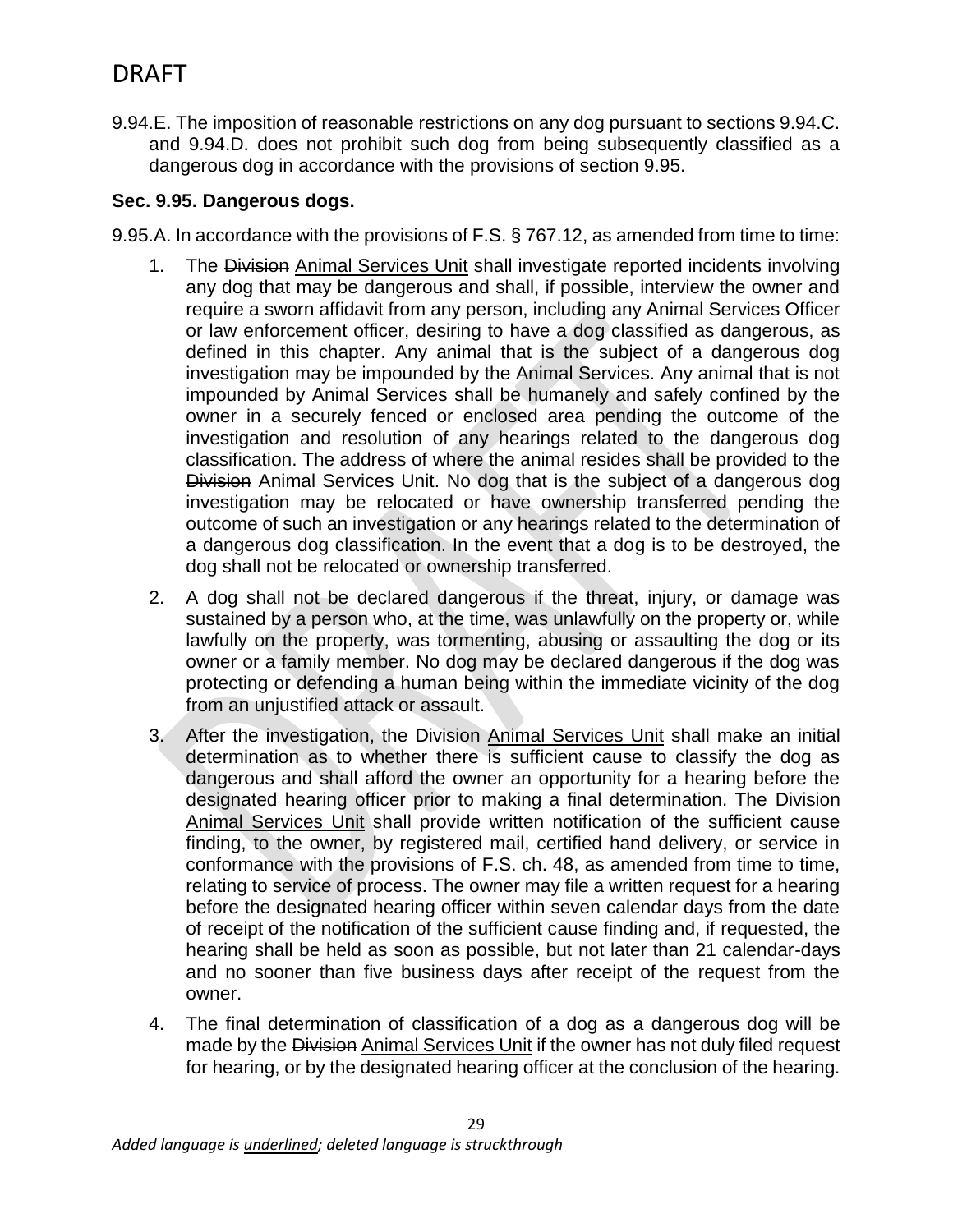9.94.E. The imposition of reasonable restrictions on any dog pursuant to sections 9.94.C. and 9.94.D. does not prohibit such dog from being subsequently classified as a dangerous dog in accordance with the provisions of section 9.95.

**Sec. 9.95. Dangerous dogs.**

9.95.A. In accordance with the provisions of F.S. § 767.12, as amended from time to time:

1. The ~~Division~~ <u>Animal Services Unit</u> shall investigate reported incidents involving any dog that may be dangerous and shall, if possible, interview the owner and require a sworn affidavit from any person, including any Animal Services Officer or law enforcement officer, desiring to have a dog classified as dangerous, as defined in this chapter. Any animal that is the subject of a dangerous dog investigation may be impounded by the Animal Services. Any animal that is not impounded by Animal Services shall be humanely and safely confined by the owner in a securely fenced or enclosed area pending the outcome of the investigation and resolution of any hearings related to the dangerous dog classification. The address of where the animal resides shall be provided to the ~~Division~~ <u>Animal Services Unit</u>. No dog that is the subject of a dangerous dog investigation may be relocated or have ownership transferred pending the outcome of such an investigation or any hearings related to the determination of a dangerous dog classification. In the event that a dog is to be destroyed, the dog shall not be relocated or ownership transferred.

2. A dog shall not be declared dangerous if the threat, injury, or damage was sustained by a person who, at the time, was unlawfully on the property or, while lawfully on the property, was tormenting, abusing or assaulting the dog or its owner or a family member. No dog may be declared dangerous if the dog was protecting or defending a human being within the immediate vicinity of the dog from an unjustified attack or assault.

3. After the investigation, the ~~Division~~ <u>Animal Services Unit</u> shall make an initial determination as to whether there is sufficient cause to classify the dog as dangerous and shall afford the owner an opportunity for a hearing before the designated hearing officer prior to making a final determination. The ~~Division~~ <u>Animal Services Unit</u> shall provide written notification of the sufficient cause finding, to the owner, by registered mail, certified hand delivery, or service in conformance with the provisions of F.S. ch. 48, as amended from time to time, relating to service of process. The owner may file a written request for a hearing before the designated hearing officer within seven calendar days from the date of receipt of the notification of the sufficient cause finding and, if requested, the hearing shall be held as soon as possible, but not later than 21 calendar-days and no sooner than five business days after receipt of the request from the owner.

4. The final determination of classification of a dog as a dangerous dog will be made by the ~~Division~~ <u>Animal Services Unit</u> if the owner has not duly filed request for hearing, or by the designated hearing officer at the conclusion of the hearing.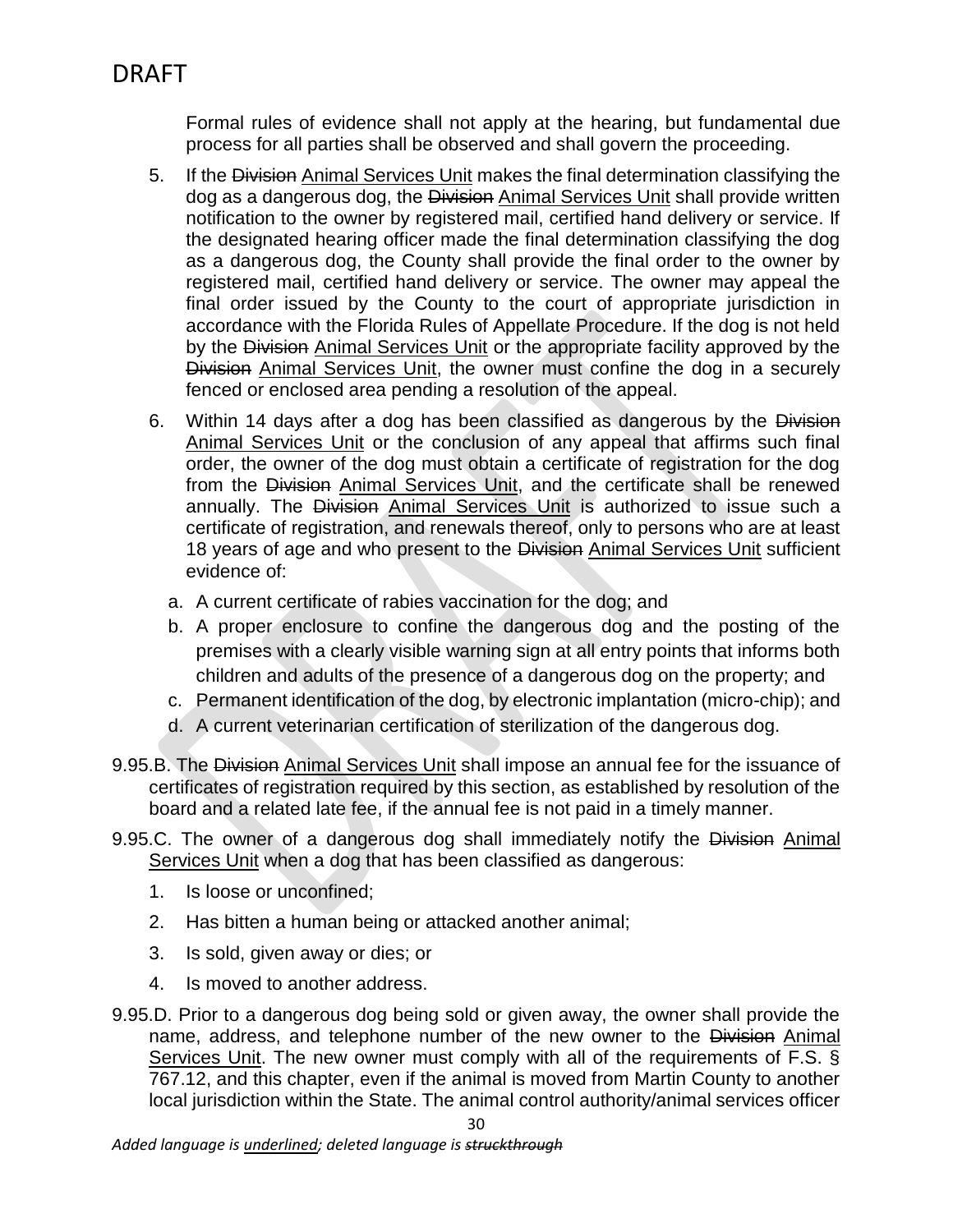DRAFT

Formal rules of evidence shall not apply at the hearing, but fundamental due process for all parties shall be observed and shall govern the proceeding.

5. If the ~~Division~~ <u>Animal Services Unit</u> makes the final determination classifying the dog as a dangerous dog, the ~~Division~~ <u>Animal Services Unit</u> shall provide written notification to the owner by registered mail, certified hand delivery or service. If the designated hearing officer made the final determination classifying the dog as a dangerous dog, the County shall provide the final order to the owner by registered mail, certified hand delivery or service. The owner may appeal the final order issued by the County to the court of appropriate jurisdiction in accordance with the Florida Rules of Appellate Procedure. If the dog is not held by the ~~Division~~ <u>Animal Services Unit</u> or the appropriate facility approved by the ~~Division~~ <u>Animal Services Unit</u>, the owner must confine the dog in a securely fenced or enclosed area pending a resolution of the appeal.

6. Within 14 days after a dog has been classified as dangerous by the ~~Division~~ <u>Animal Services Unit</u> or the conclusion of any appeal that affirms such final order, the owner of the dog must obtain a certificate of registration for the dog from the ~~Division~~ <u>Animal Services Unit</u>, and the certificate shall be renewed annually. The ~~Division~~ <u>Animal Services Unit</u> is authorized to issue such a certificate of registration, and renewals thereof, only to persons who are at least 18 years of age and who present to the ~~Division~~ <u>Animal Services Unit</u> sufficient evidence of:

   a. A current certificate of rabies vaccination for the dog; and
   b. A proper enclosure to confine the dangerous dog and the posting of the premises with a clearly visible warning sign at all entry points that informs both children and adults of the presence of a dangerous dog on the property; and
   c. Permanent identification of the dog, by electronic implantation (micro-chip); and
   d. A current veterinarian certification of sterilization of the dangerous dog.

9.95.B. The ~~Division~~ <u>Animal Services Unit</u> shall impose an annual fee for the issuance of certificates of registration required by this section, as established by resolution of the board and a related late fee, if the annual fee is not paid in a timely manner.

9.95.C. The owner of a dangerous dog shall immediately notify the ~~Division~~ <u>Animal Services Unit</u> when a dog that has been classified as dangerous:

1. Is loose or unconfined;
2. Has bitten a human being or attacked another animal;
3. Is sold, given away or dies; or
4. Is moved to another address.

9.95.D. Prior to a dangerous dog being sold or given away, the owner shall provide the name, address, and telephone number of the new owner to the ~~Division~~ <u>Animal Services Unit</u>. The new owner must comply with all of the requirements of F.S. § 767.12, and this chapter, even if the animal is moved from Martin County to another local jurisdiction within the State. The animal control authority/animal services officer

*Added language is <u>underlined</u>; deleted language is ~~struckthrough~~*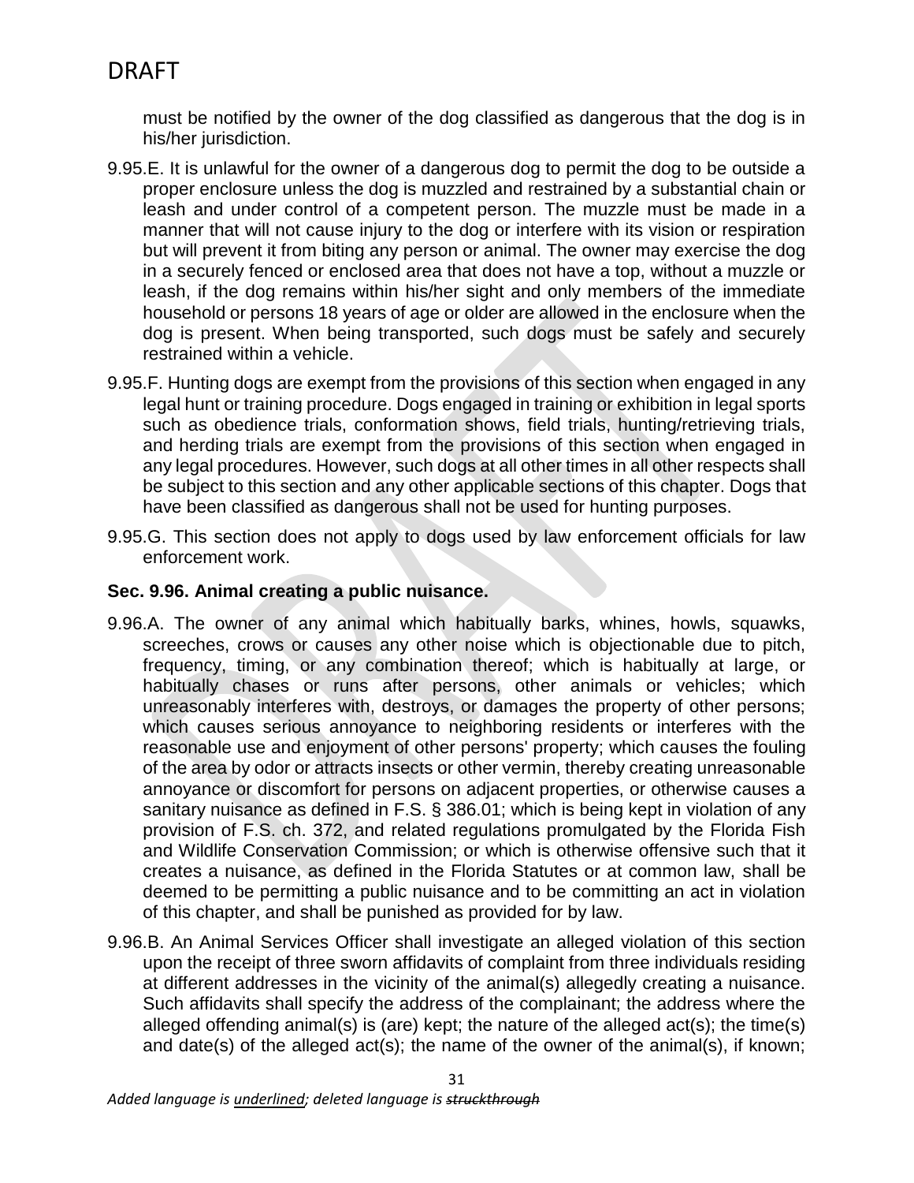must be notified by the owner of the dog classified as dangerous that the dog is in his/her jurisdiction.

9.95.E. It is unlawful for the owner of a dangerous dog to permit the dog to be outside a proper enclosure unless the dog is muzzled and restrained by a substantial chain or leash and under control of a competent person. The muzzle must be made in a manner that will not cause injury to the dog or interfere with its vision or respiration but will prevent it from biting any person or animal. The owner may exercise the dog in a securely fenced or enclosed area that does not have a top, without a muzzle or leash, if the dog remains within his/her sight and only members of the immediate household or persons 18 years of age or older are allowed in the enclosure when the dog is present. When being transported, such dogs must be safely and securely restrained within a vehicle.

9.95.F. Hunting dogs are exempt from the provisions of this section when engaged in any legal hunt or training procedure. Dogs engaged in training or exhibition in legal sports such as obedience trials, conformation shows, field trials, hunting/retrieving trials, and herding trials are exempt from the provisions of this section when engaged in any legal procedures. However, such dogs at all other times in all other respects shall be subject to this section and any other applicable sections of this chapter. Dogs that have been classified as dangerous shall not be used for hunting purposes.

9.95.G. This section does not apply to dogs used by law enforcement officials for law enforcement work.

**Sec. 9.96. Animal creating a public nuisance.**

9.96.A. The owner of any animal which habitually barks, whines, howls, squawks, screeches, crows or causes any other noise which is objectionable due to pitch, frequency, timing, or any combination thereof; which is habitually at large, or habitually chases or runs after persons, other animals or vehicles; which unreasonably interferes with, destroys, or damages the property of other persons; which causes serious annoyance to neighboring residents or interferes with the reasonable use and enjoyment of other persons' property; which causes the fouling of the area by odor or attracts insects or other vermin, thereby creating unreasonable annoyance or discomfort for persons on adjacent properties, or otherwise causes a sanitary nuisance as defined in F.S. § 386.01; which is being kept in violation of any provision of F.S. ch. 372, and related regulations promulgated by the Florida Fish and Wildlife Conservation Commission; or which is otherwise offensive such that it creates a nuisance, as defined in the Florida Statutes or at common law, shall be deemed to be permitting a public nuisance and to be committing an act in violation of this chapter, and shall be punished as provided for by law.

9.96.B. An Animal Services Officer shall investigate an alleged violation of this section upon the receipt of three sworn affidavits of complaint from three individuals residing at different addresses in the vicinity of the animal(s) allegedly creating a nuisance. Such affidavits shall specify the address of the complainant; the address where the alleged offending animal(s) is (are) kept; the nature of the alleged act(s); the time(s) and date(s) of the alleged act(s); the name of the owner of the animal(s), if known;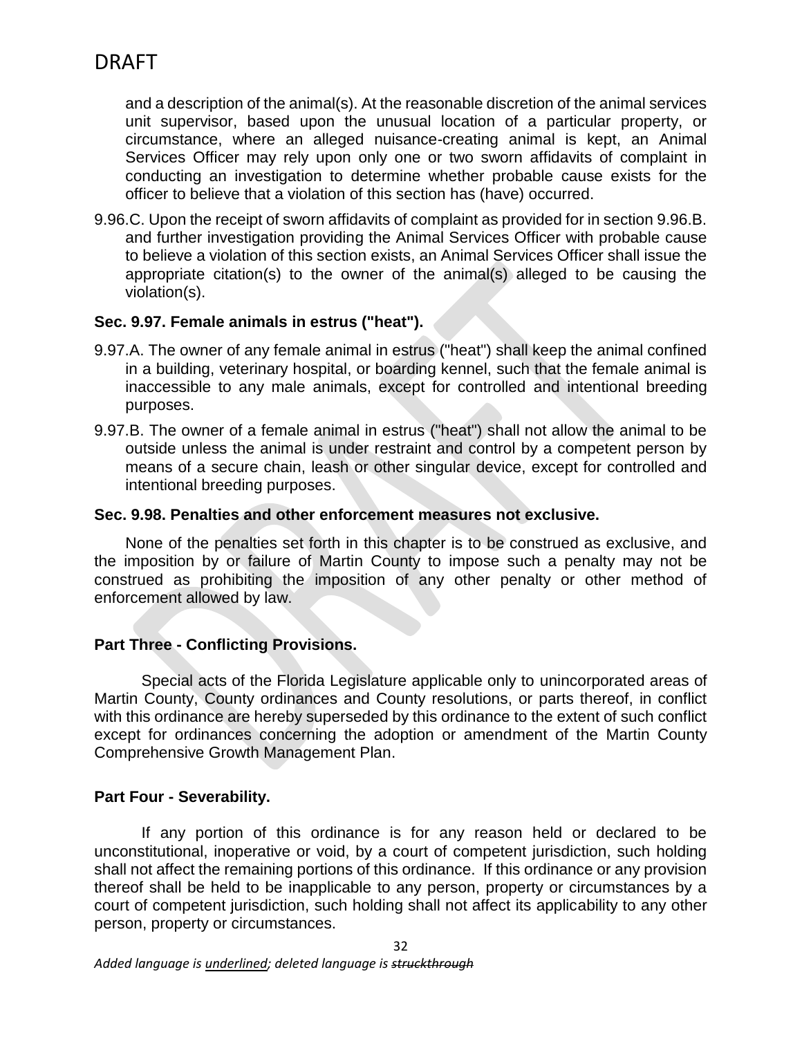and a description of the animal(s). At the reasonable discretion of the animal services unit supervisor, based upon the unusual location of a particular property, or circumstance, where an alleged nuisance-creating animal is kept, an Animal Services Officer may rely upon only one or two sworn affidavits of complaint in conducting an investigation to determine whether probable cause exists for the officer to believe that a violation of this section has (have) occurred.

9.96.C. Upon the receipt of sworn affidavits of complaint as provided for in section 9.96.B. and further investigation providing the Animal Services Officer with probable cause to believe a violation of this section exists, an Animal Services Officer shall issue the appropriate citation(s) to the owner of the animal(s) alleged to be causing the violation(s).

**Sec. 9.97. Female animals in estrus ("heat").**

9.97.A. The owner of any female animal in estrus ("heat") shall keep the animal confined in a building, veterinary hospital, or boarding kennel, such that the female animal is inaccessible to any male animals, except for controlled and intentional breeding purposes.

9.97.B. The owner of a female animal in estrus ("heat") shall not allow the animal to be outside unless the animal is under restraint and control by a competent person by means of a secure chain, leash or other singular device, except for controlled and intentional breeding purposes.

**Sec. 9.98. Penalties and other enforcement measures not exclusive.**

None of the penalties set forth in this chapter is to be construed as exclusive, and the imposition by or failure of Martin County to impose such a penalty may not be construed as prohibiting the imposition of any other penalty or other method of enforcement allowed by law.

**Part Three - Conflicting Provisions.**

Special acts of the Florida Legislature applicable only to unincorporated areas of Martin County, County ordinances and County resolutions, or parts thereof, in conflict with this ordinance are hereby superseded by this ordinance to the extent of such conflict except for ordinances concerning the adoption or amendment of the Martin County Comprehensive Growth Management Plan.

**Part Four - Severability.**

If any portion of this ordinance is for any reason held or declared to be unconstitutional, inoperative or void, by a court of competent jurisdiction, such holding shall not affect the remaining portions of this ordinance. If this ordinance or any provision thereof shall be held to be inapplicable to any person, property or circumstances by a court of competent jurisdiction, such holding shall not affect its applicability to any other person, property or circumstances.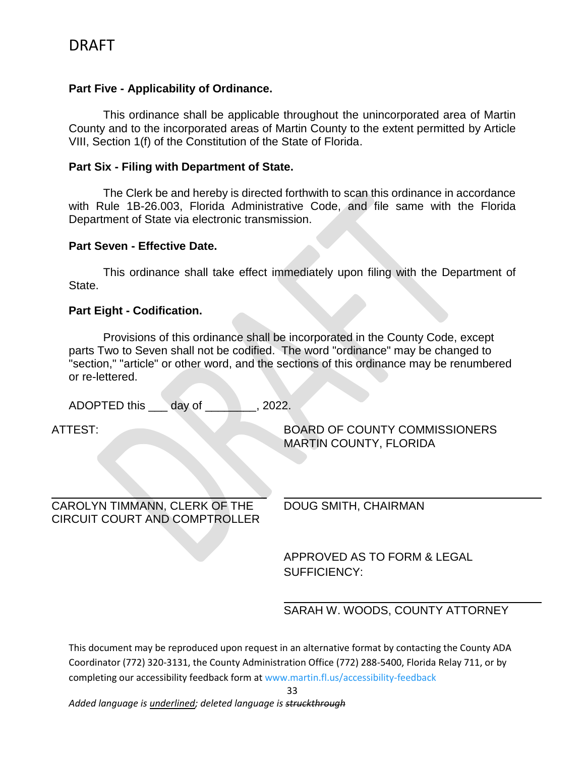DRAFT

**Part Five - Applicability of Ordinance.**

This ordinance shall be applicable throughout the unincorporated area of Martin County and to the incorporated areas of Martin County to the extent permitted by Article VIII, Section 1(f) of the Constitution of the State of Florida.

**Part Six - Filing with Department of State.**

The Clerk be and hereby is directed forthwith to scan this ordinance in accordance with Rule 1B-26.003, Florida Administrative Code, and file same with the Florida Department of State via electronic transmission.

**Part Seven - Effective Date.**

This ordinance shall take effect immediately upon filing with the Department of State.

**Part Eight - Codification.**

Provisions of this ordinance shall be incorporated in the County Code, except parts Two to Seven shall not be codified. The word "ordinance" may be changed to "section," "article" or other word, and the sections of this ordinance may be renumbered or re-lettered.

ADOPTED this ___ day of ________, 2022.

ATTEST:

BOARD OF COUNTY COMMISSIONERS
MARTIN COUNTY, FLORIDA

CAROLYN TIMMANN, CLERK OF THE CIRCUIT COURT AND COMPTROLLER

DOUG SMITH, CHAIRMAN

APPROVED AS TO FORM & LEGAL SUFFICIENCY:

SARAH W. WOODS, COUNTY ATTORNEY

This document may be reproduced upon request in an alternative format by contacting the County ADA Coordinator (772) 320-3131, the County Administration Office (772) 288-5400, Florida Relay 711, or by completing our accessibility feedback form at www.martin.fl.us/accessibility-feedback

*Added language is underlined; deleted language is ~~struckthrough~~*